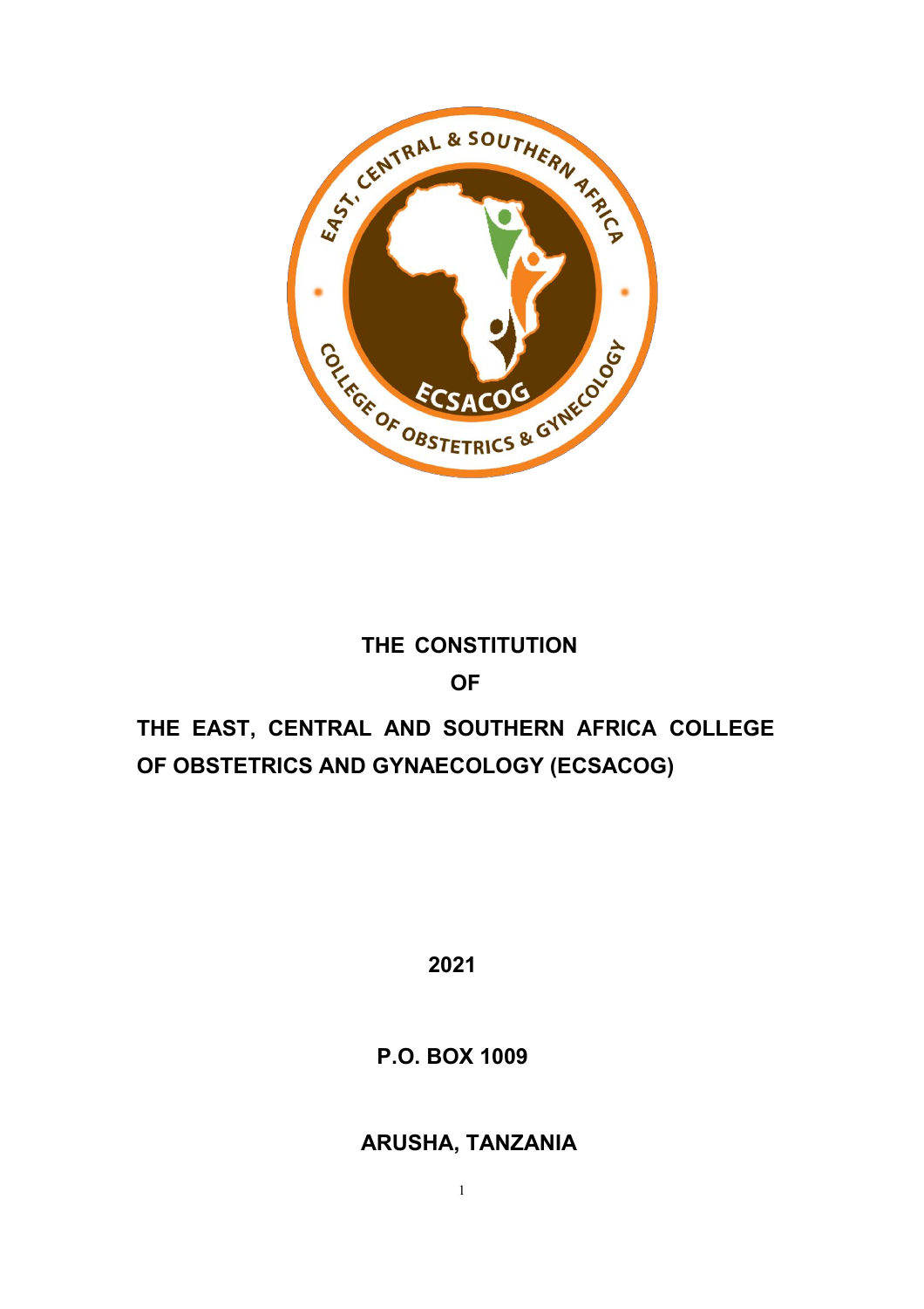# THE CONSTITUTION

# OF

# THE EAST, CENTRAL AND SOUTHERN AFRICA COLLEGE OF OBSTETRICS AND GYNAECOLOGY (ECSACOG)

**2021**

**P.O. BOX 1009**

**ARUSHA, TANZANIA**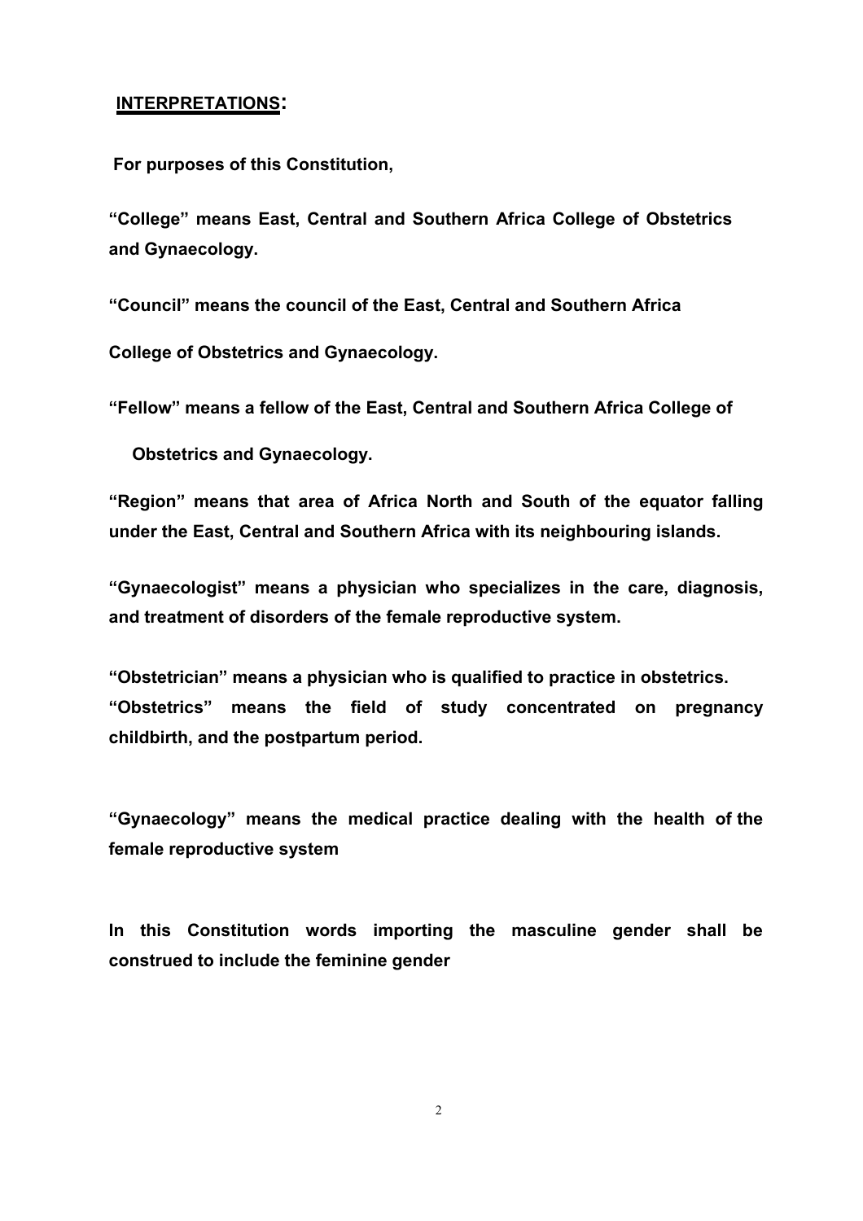## INTERPRETATIONS:

**For purposes of this Constitution,**

**"College" means East, Central and Southern Africa College of Obstetrics and Gynaecology.**

**"Council" means the council of the East, Central and Southern Africa College of Obstetrics and Gynaecology.**

**"Fellow" means a fellow of the East, Central and Southern Africa College of Obstetrics and Gynaecology.**

**"Region" means that area of Africa North and South of the equator falling under the East, Central and Southern Africa with its neighbouring islands.**

**"Gynaecologist" means a physician who specializes in the care, diagnosis, and treatment of disorders of the female reproductive system.**

**"Obstetrician" means a physician who is qualified to practice in obstetrics.**

**"Obstetrics" means the field of study concentrated on pregnancy childbirth, and the postpartum period.**

**"Gynaecology" means the medical practice dealing with the health of the female reproductive system**

**In this Constitution words importing the masculine gender shall be construed to include the feminine gender**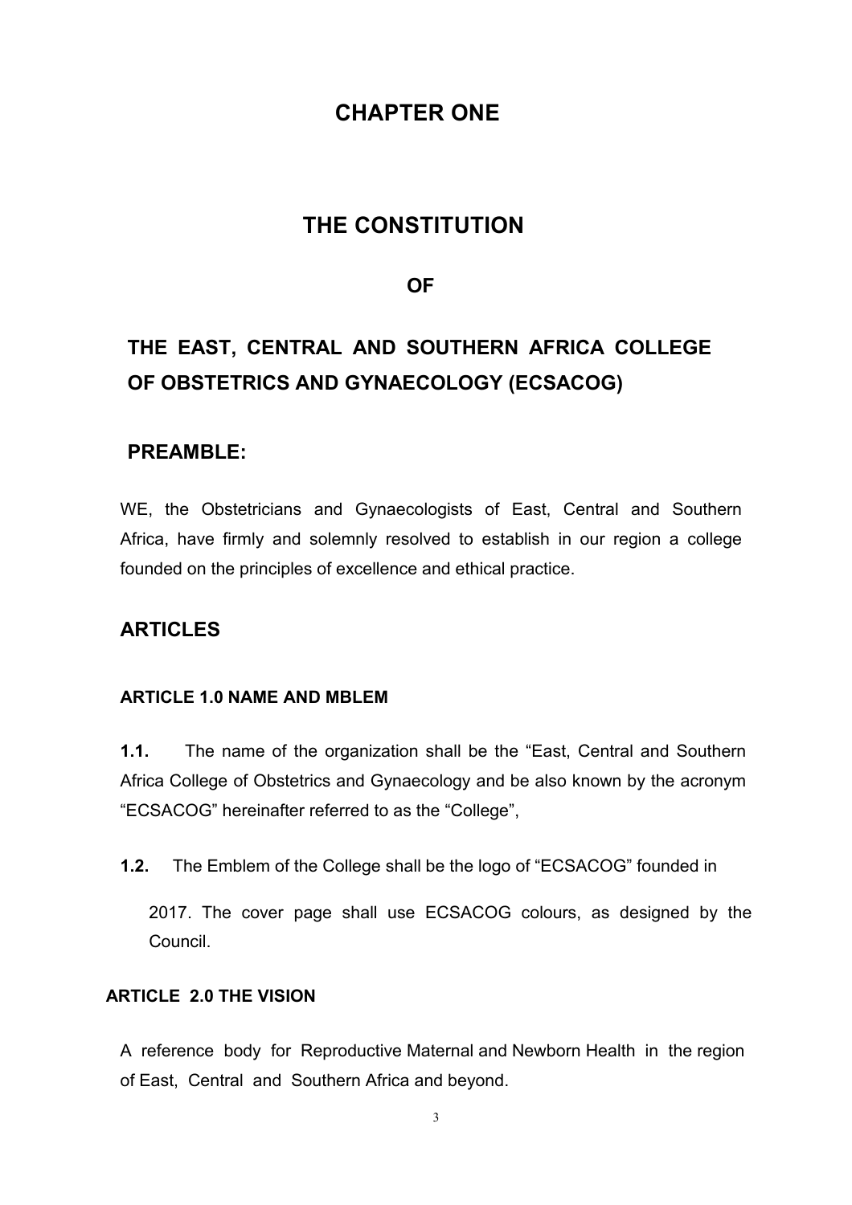# CHAPTER ONE

# THE CONSTITUTION

## OF

## THE EAST, CENTRAL AND SOUTHERN AFRICA COLLEGE OF OBSTETRICS AND GYNAECOLOGY (ECSACOG)

## PREAMBLE:

WE, the Obstetricians and Gynaecologists of East, Central and Southern Africa, have firmly and solemnly resolved to establish in our region a college founded on the principles of excellence and ethical practice.

## ARTICLES

### ARTICLE 1.0 NAME AND MBLEM

**1.1.** The name of the organization shall be the "East, Central and Southern Africa College of Obstetrics and Gynaecology and be also known by the acronym "ECSACOG" hereinafter referred to as the "College",

**1.2.** The Emblem of the College shall be the logo of "ECSACOG" founded in 2017. The cover page shall use ECSACOG colours, as designed by the Council.

### ARTICLE 2.0 THE VISION

A reference body for Reproductive Maternal and Newborn Health in the region of East, Central and Southern Africa and beyond.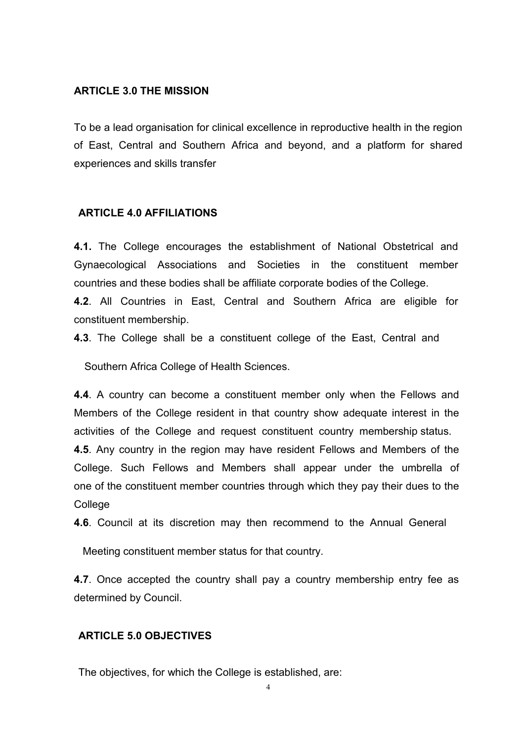## ARTICLE 3.0 THE MISSION

To be a lead organisation for clinical excellence in reproductive health in the region of East, Central and Southern Africa and beyond, and a platform for shared experiences and skills transfer

## ARTICLE 4.0 AFFILIATIONS

**4.1.** The College encourages the establishment of National Obstetrical and Gynaecological Associations and Societies in the constituent member countries and these bodies shall be affiliate corporate bodies of the College.

**4.2**. All Countries in East, Central and Southern Africa are eligible for constituent membership.

**4.3**. The College shall be a constituent college of the East, Central and Southern Africa College of Health Sciences.

**4.4**. A country can become a constituent member only when the Fellows and Members of the College resident in that country show adequate interest in the activities of the College and request constituent country membership status.

**4.5**. Any country in the region may have resident Fellows and Members of the College. Such Fellows and Members shall appear under the umbrella of one of the constituent member countries through which they pay their dues to the College

**4.6**. Council at its discretion may then recommend to the Annual General Meeting constituent member status for that country.

**4.7**. Once accepted the country shall pay a country membership entry fee as determined by Council.

## ARTICLE 5.0 OBJECTIVES

The objectives, for which the College is established, are: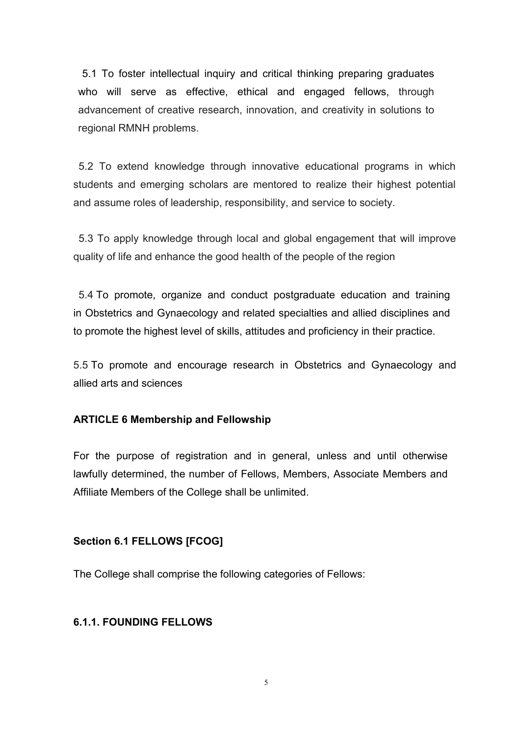5.1 To foster intellectual inquiry and critical thinking preparing graduates who will serve as effective, ethical and engaged fellows, through advancement of creative research, innovation, and creativity in solutions to regional RMNH problems.

5.2 To extend knowledge through innovative educational programs in which students and emerging scholars are mentored to realize their highest potential and assume roles of leadership, responsibility, and service to society.

5.3 To apply knowledge through local and global engagement that will improve quality of life and enhance the good health of the people of the region

5.4 To promote, organize and conduct postgraduate education and training in Obstetrics and Gynaecology and related specialties and allied disciplines and to promote the highest level of skills, attitudes and proficiency in their practice.

5.5 To promote and encourage research in Obstetrics and Gynaecology and allied arts and sciences

**ARTICLE 6 Membership and Fellowship**

For the purpose of registration and in general, unless and until otherwise lawfully determined, the number of Fellows, Members, Associate Members and Affiliate Members of the College shall be unlimited.

**Section 6.1 FELLOWS [FCOG]**

The College shall comprise the following categories of Fellows:

**6.1.1. FOUNDING FELLOWS**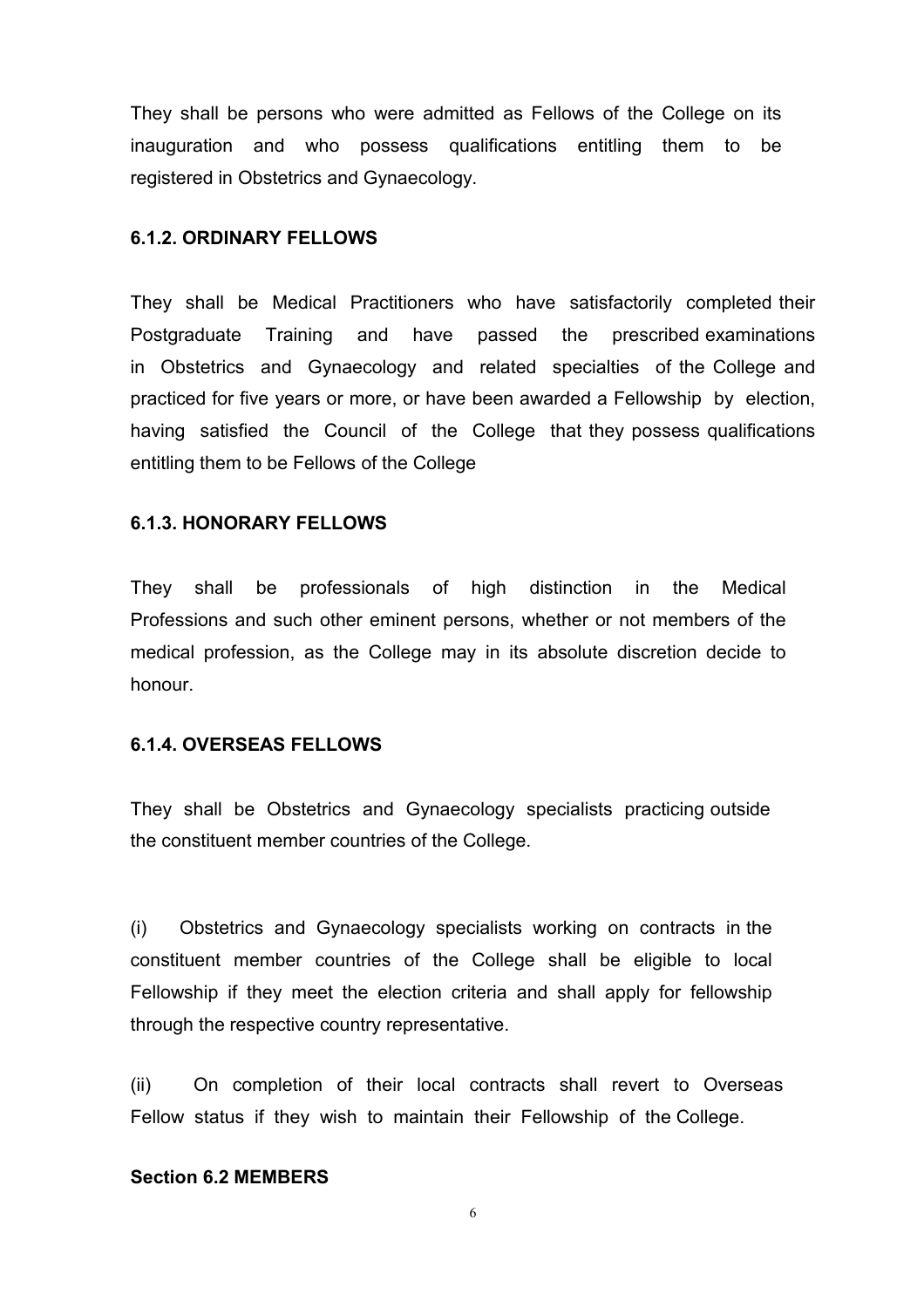They shall be persons who were admitted as Fellows of the College on its inauguration and who possess qualifications entitling them to be registered in Obstetrics and Gynaecology.

#### 6.1.2. ORDINARY FELLOWS

They shall be Medical Practitioners who have satisfactorily completed their Postgraduate Training and have passed the prescribed examinations in Obstetrics and Gynaecology and related specialties of the College and practiced for five years or more, or have been awarded a Fellowship by election, having satisfied the Council of the College that they possess qualifications entitling them to be Fellows of the College

#### 6.1.3. HONORARY FELLOWS

They shall be professionals of high distinction in the Medical Professions and such other eminent persons, whether or not members of the medical profession, as the College may in its absolute discretion decide to honour.

#### 6.1.4. OVERSEAS FELLOWS

They shall be Obstetrics and Gynaecology specialists practicing outside the constituent member countries of the College.

(i) Obstetrics and Gynaecology specialists working on contracts in the constituent member countries of the College shall be eligible to local Fellowship if they meet the election criteria and shall apply for fellowship through the respective country representative.

(ii) On completion of their local contracts shall revert to Overseas Fellow status if they wish to maintain their Fellowship of the College.

### Section 6.2 MEMBERS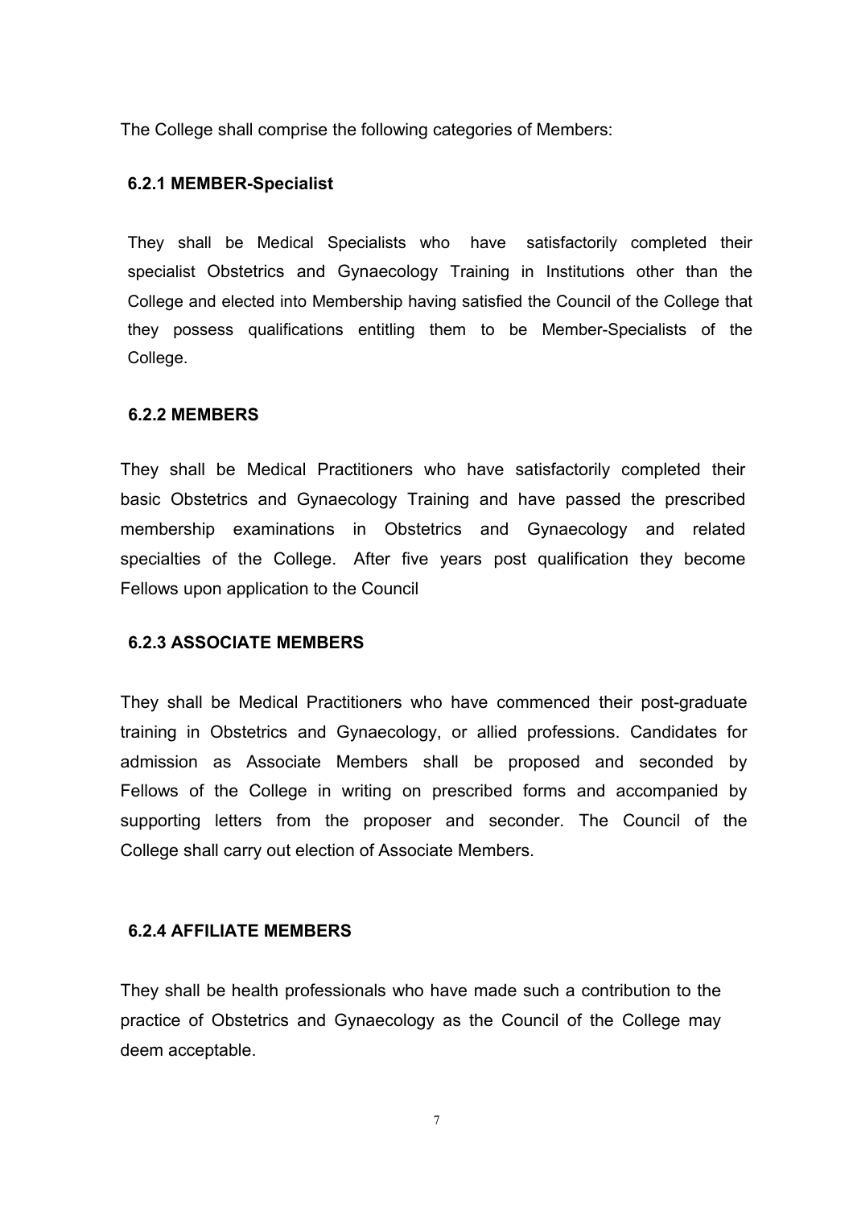The College shall comprise the following categories of Members:

### 6.2.1 MEMBER-Specialist

They shall be Medical Specialists who have satisfactorily completed their specialist Obstetrics and Gynaecology Training in Institutions other than the College and elected into Membership having satisfied the Council of the College that they possess qualifications entitling them to be Member-Specialists of the College.

### 6.2.2 MEMBERS

They shall be Medical Practitioners who have satisfactorily completed their basic Obstetrics and Gynaecology Training and have passed the prescribed membership examinations in Obstetrics and Gynaecology and related specialties of the College. After five years post qualification they become Fellows upon application to the Council

### 6.2.3 ASSOCIATE MEMBERS

They shall be Medical Practitioners who have commenced their post-graduate training in Obstetrics and Gynaecology, or allied professions. Candidates for admission as Associate Members shall be proposed and seconded by Fellows of the College in writing on prescribed forms and accompanied by supporting letters from the proposer and seconder. The Council of the College shall carry out election of Associate Members.

### 6.2.4 AFFILIATE MEMBERS

They shall be health professionals who have made such a contribution to the practice of Obstetrics and Gynaecology as the Council of the College may deem acceptable.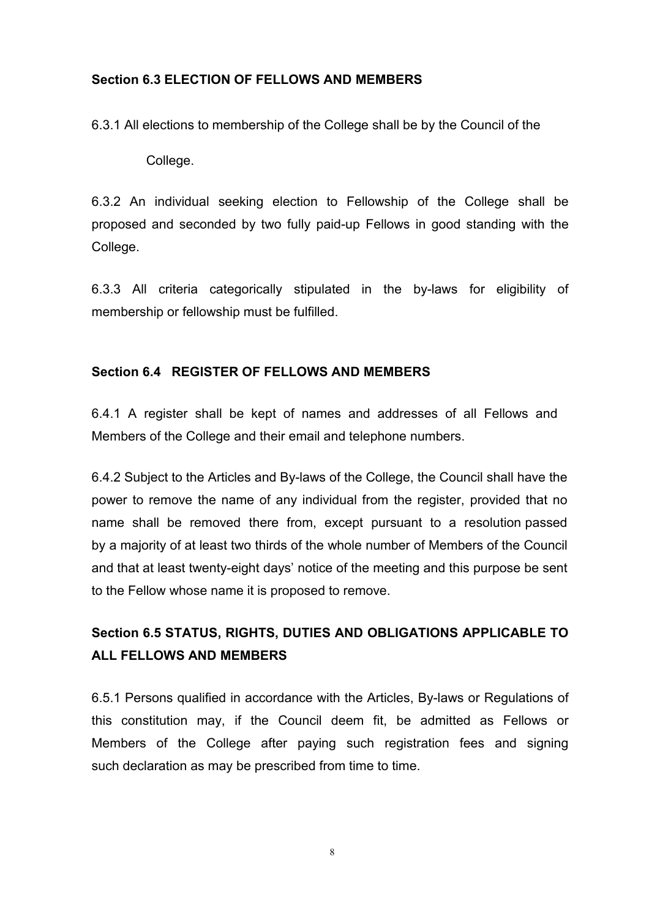**Section 6.3 ELECTION OF FELLOWS AND MEMBERS**

6.3.1 All elections to membership of the College shall be by the Council of the College.

6.3.2 An individual seeking election to Fellowship of the College shall be proposed and seconded by two fully paid-up Fellows in good standing with the College.

6.3.3 All criteria categorically stipulated in the by-laws for eligibility of membership or fellowship must be fulfilled.

**Section 6.4 REGISTER OF FELLOWS AND MEMBERS**

6.4.1 A register shall be kept of names and addresses of all Fellows and Members of the College and their email and telephone numbers.

6.4.2 Subject to the Articles and By-laws of the College, the Council shall have the power to remove the name of any individual from the register, provided that no name shall be removed there from, except pursuant to a resolution passed by a majority of at least two thirds of the whole number of Members of the Council and that at least twenty-eight days' notice of the meeting and this purpose be sent to the Fellow whose name it is proposed to remove.

**Section 6.5 STATUS, RIGHTS, DUTIES AND OBLIGATIONS APPLICABLE TO ALL FELLOWS AND MEMBERS**

6.5.1 Persons qualified in accordance with the Articles, By-laws or Regulations of this constitution may, if the Council deem fit, be admitted as Fellows or Members of the College after paying such registration fees and signing such declaration as may be prescribed from time to time.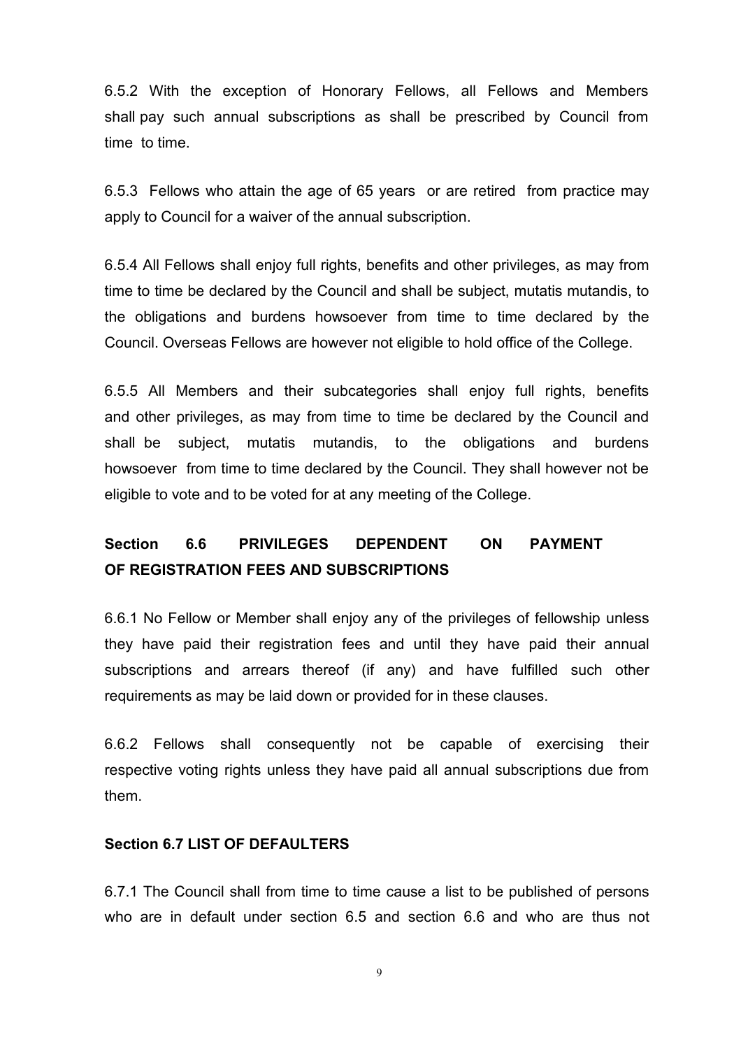6.5.2 With the exception of Honorary Fellows, all Fellows and Members shall pay such annual subscriptions as shall be prescribed by Council from time to time.

6.5.3 Fellows who attain the age of 65 years or are retired from practice may apply to Council for a waiver of the annual subscription.

6.5.4 All Fellows shall enjoy full rights, benefits and other privileges, as may from time to time be declared by the Council and shall be subject, mutatis mutandis, to the obligations and burdens howsoever from time to time declared by the Council. Overseas Fellows are however not eligible to hold office of the College.

6.5.5 All Members and their subcategories shall enjoy full rights, benefits and other privileges, as may from time to time be declared by the Council and shall be subject, mutatis mutandis, to the obligations and burdens howsoever from time to time declared by the Council. They shall however not be eligible to vote and to be voted for at any meeting of the College.

## Section 6.6 PRIVILEGES DEPENDENT ON PAYMENT OF REGISTRATION FEES AND SUBSCRIPTIONS

6.6.1 No Fellow or Member shall enjoy any of the privileges of fellowship unless they have paid their registration fees and until they have paid their annual subscriptions and arrears thereof (if any) and have fulfilled such other requirements as may be laid down or provided for in these clauses.

6.6.2 Fellows shall consequently not be capable of exercising their respective voting rights unless they have paid all annual subscriptions due from them.

## Section 6.7 LIST OF DEFAULTERS

6.7.1 The Council shall from time to time cause a list to be published of persons who are in default under section 6.5 and section 6.6 and who are thus not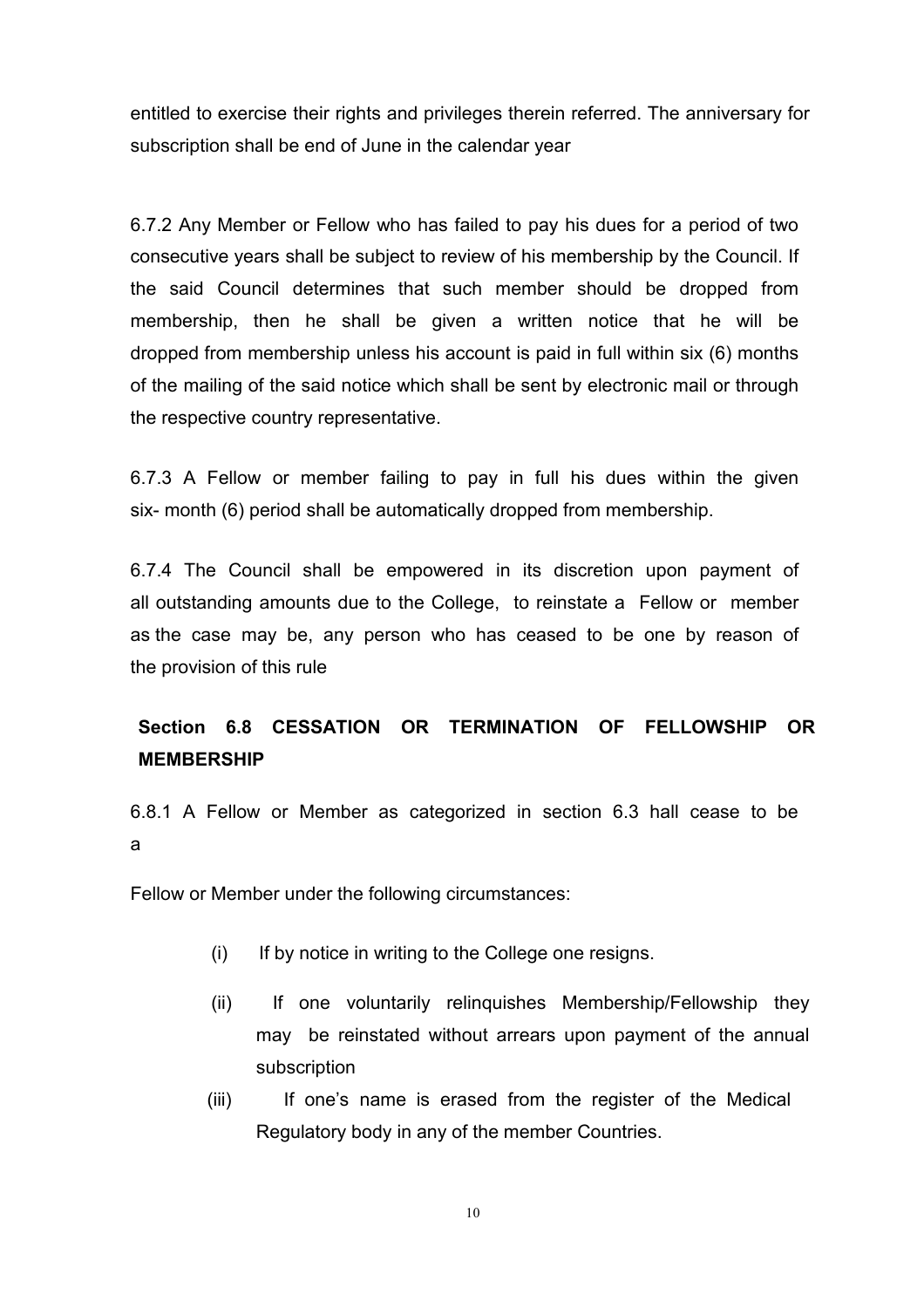entitled to exercise their rights and privileges therein referred. The anniversary for subscription shall be end of June in the calendar year

6.7.2 Any Member or Fellow who has failed to pay his dues for a period of two consecutive years shall be subject to review of his membership by the Council. If the said Council determines that such member should be dropped from membership, then he shall be given a written notice that he will be dropped from membership unless his account is paid in full within six (6) months of the mailing of the said notice which shall be sent by electronic mail or through the respective country representative.

6.7.3 A Fellow or member failing to pay in full his dues within the given six- month (6) period shall be automatically dropped from membership.

6.7.4 The Council shall be empowered in its discretion upon payment of all outstanding amounts due to the College, to reinstate a Fellow or member as the case may be, any person who has ceased to be one by reason of the provision of this rule

## Section 6.8 CESSATION OR TERMINATION OF FELLOWSHIP OR MEMBERSHIP

6.8.1 A Fellow or Member as categorized in section 6.3 hall cease to be a

Fellow or Member under the following circumstances:

(i) If by notice in writing to the College one resigns.

(ii) If one voluntarily relinquishes Membership/Fellowship they may be reinstated without arrears upon payment of the annual subscription

(iii) If one's name is erased from the register of the Medical Regulatory body in any of the member Countries.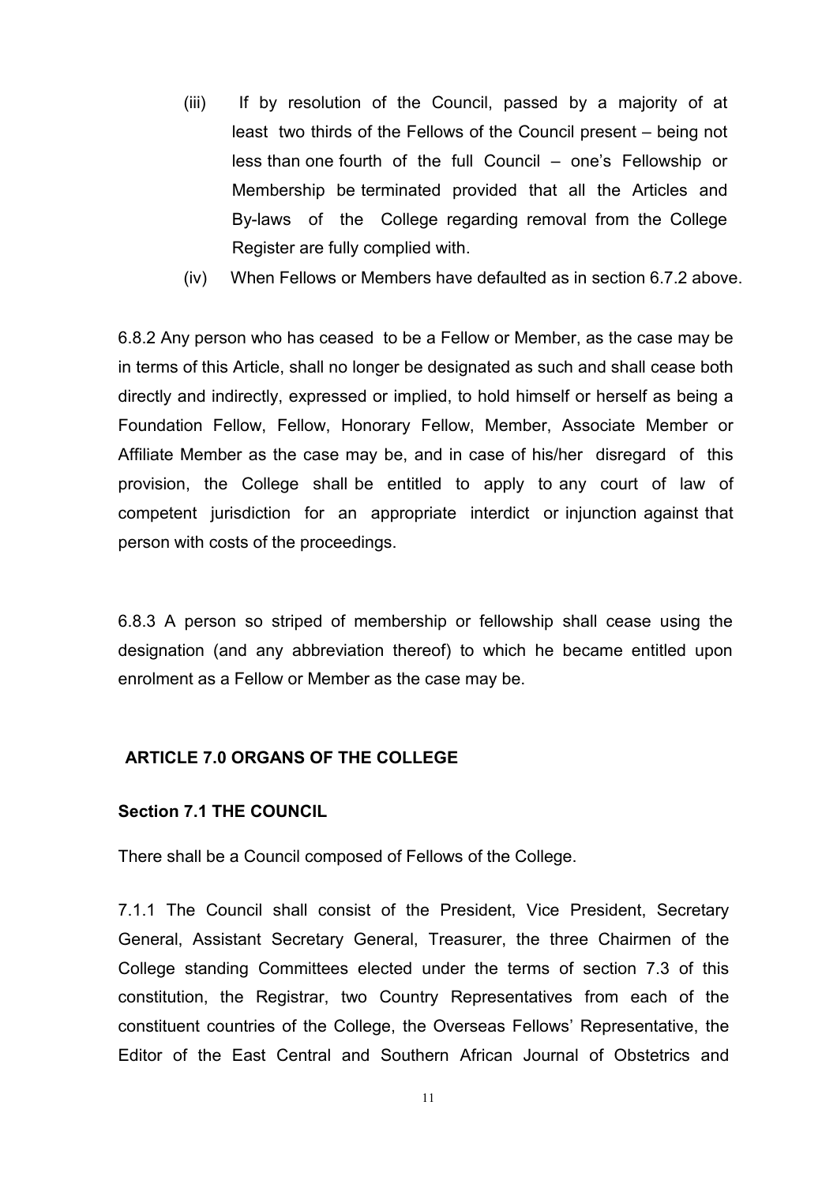(iii) If by resolution of the Council, passed by a majority of at least two thirds of the Fellows of the Council present – being not less than one fourth of the full Council – one's Fellowship or Membership be terminated provided that all the Articles and By-laws of the College regarding removal from the College Register are fully complied with.

(iv) When Fellows or Members have defaulted as in section 6.7.2 above.

6.8.2 Any person who has ceased to be a Fellow or Member, as the case may be in terms of this Article, shall no longer be designated as such and shall cease both directly and indirectly, expressed or implied, to hold himself or herself as being a Foundation Fellow, Fellow, Honorary Fellow, Member, Associate Member or Affiliate Member as the case may be, and in case of his/her disregard of this provision, the College shall be entitled to apply to any court of law of competent jurisdiction for an appropriate interdict or injunction against that person with costs of the proceedings.

6.8.3 A person so striped of membership or fellowship shall cease using the designation (and any abbreviation thereof) to which he became entitled upon enrolment as a Fellow or Member as the case may be.

## ARTICLE 7.0 ORGANS OF THE COLLEGE

### Section 7.1 THE COUNCIL

There shall be a Council composed of Fellows of the College.

7.1.1 The Council shall consist of the President, Vice President, Secretary General, Assistant Secretary General, Treasurer, the three Chairmen of the College standing Committees elected under the terms of section 7.3 of this constitution, the Registrar, two Country Representatives from each of the constituent countries of the College, the Overseas Fellows' Representative, the Editor of the East Central and Southern African Journal of Obstetrics and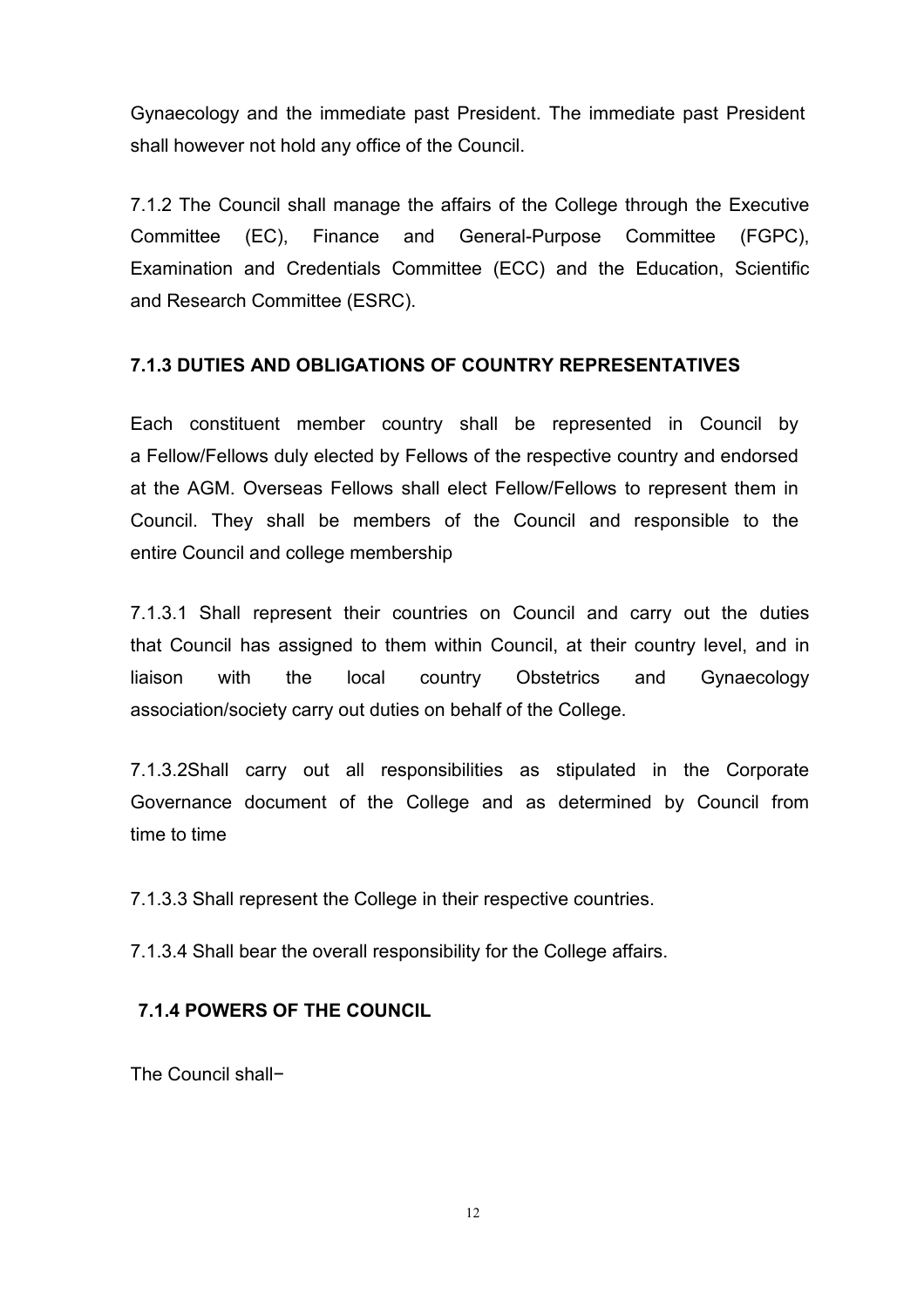Gynaecology and the immediate past President. The immediate past President shall however not hold any office of the Council.

7.1.2 The Council shall manage the affairs of the College through the Executive Committee (EC), Finance and General-Purpose Committee (FGPC), Examination and Credentials Committee (ECC) and the Education, Scientific and Research Committee (ESRC).

### 7.1.3 DUTIES AND OBLIGATIONS OF COUNTRY REPRESENTATIVES

Each constituent member country shall be represented in Council by a Fellow/Fellows duly elected by Fellows of the respective country and endorsed at the AGM. Overseas Fellows shall elect Fellow/Fellows to represent them in Council. They shall be members of the Council and responsible to the entire Council and college membership

7.1.3.1 Shall represent their countries on Council and carry out the duties that Council has assigned to them within Council, at their country level, and in liaison with the local country Obstetrics and Gynaecology association/society carry out duties on behalf of the College.

7.1.3.2Shall carry out all responsibilities as stipulated in the Corporate Governance document of the College and as determined by Council from time to time

7.1.3.3 Shall represent the College in their respective countries.

7.1.3.4 Shall bear the overall responsibility for the College affairs.

### 7.1.4 POWERS OF THE COUNCIL

The Council shall−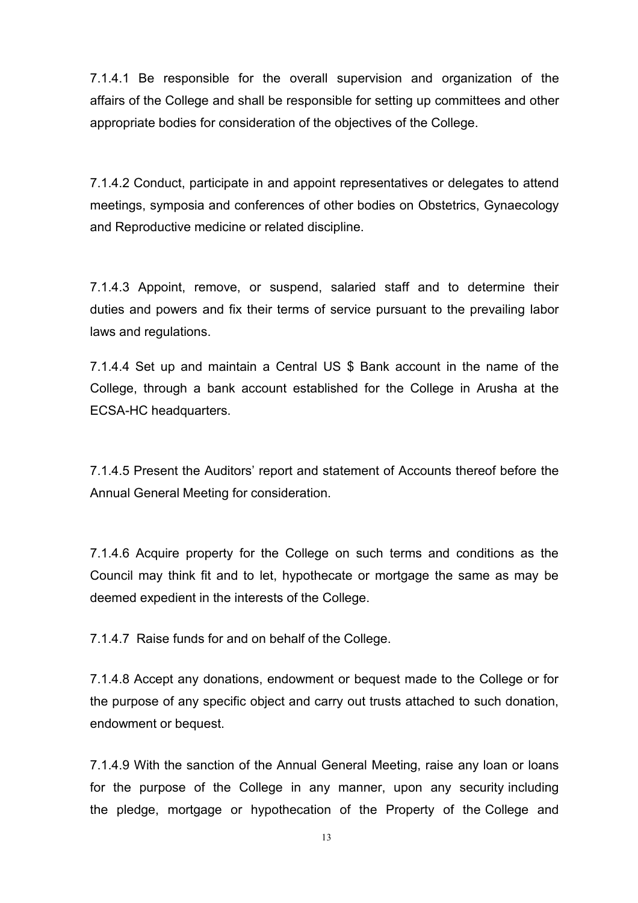7.1.4.1 Be responsible for the overall supervision and organization of the affairs of the College and shall be responsible for setting up committees and other appropriate bodies for consideration of the objectives of the College.

7.1.4.2 Conduct, participate in and appoint representatives or delegates to attend meetings, symposia and conferences of other bodies on Obstetrics, Gynaecology and Reproductive medicine or related discipline.

7.1.4.3 Appoint, remove, or suspend, salaried staff and to determine their duties and powers and fix their terms of service pursuant to the prevailing labor laws and regulations.

7.1.4.4 Set up and maintain a Central US $ Bank account in the name of the College, through a bank account established for the College in Arusha at the ECSA-HC headquarters.

7.1.4.5 Present the Auditors' report and statement of Accounts thereof before the Annual General Meeting for consideration.

7.1.4.6 Acquire property for the College on such terms and conditions as the Council may think fit and to let, hypothecate or mortgage the same as may be deemed expedient in the interests of the College.

7.1.4.7 Raise funds for and on behalf of the College.

7.1.4.8 Accept any donations, endowment or bequest made to the College or for the purpose of any specific object and carry out trusts attached to such donation, endowment or bequest.

7.1.4.9 With the sanction of the Annual General Meeting, raise any loan or loans for the purpose of the College in any manner, upon any security including the pledge, mortgage or hypothecation of the Property of the College and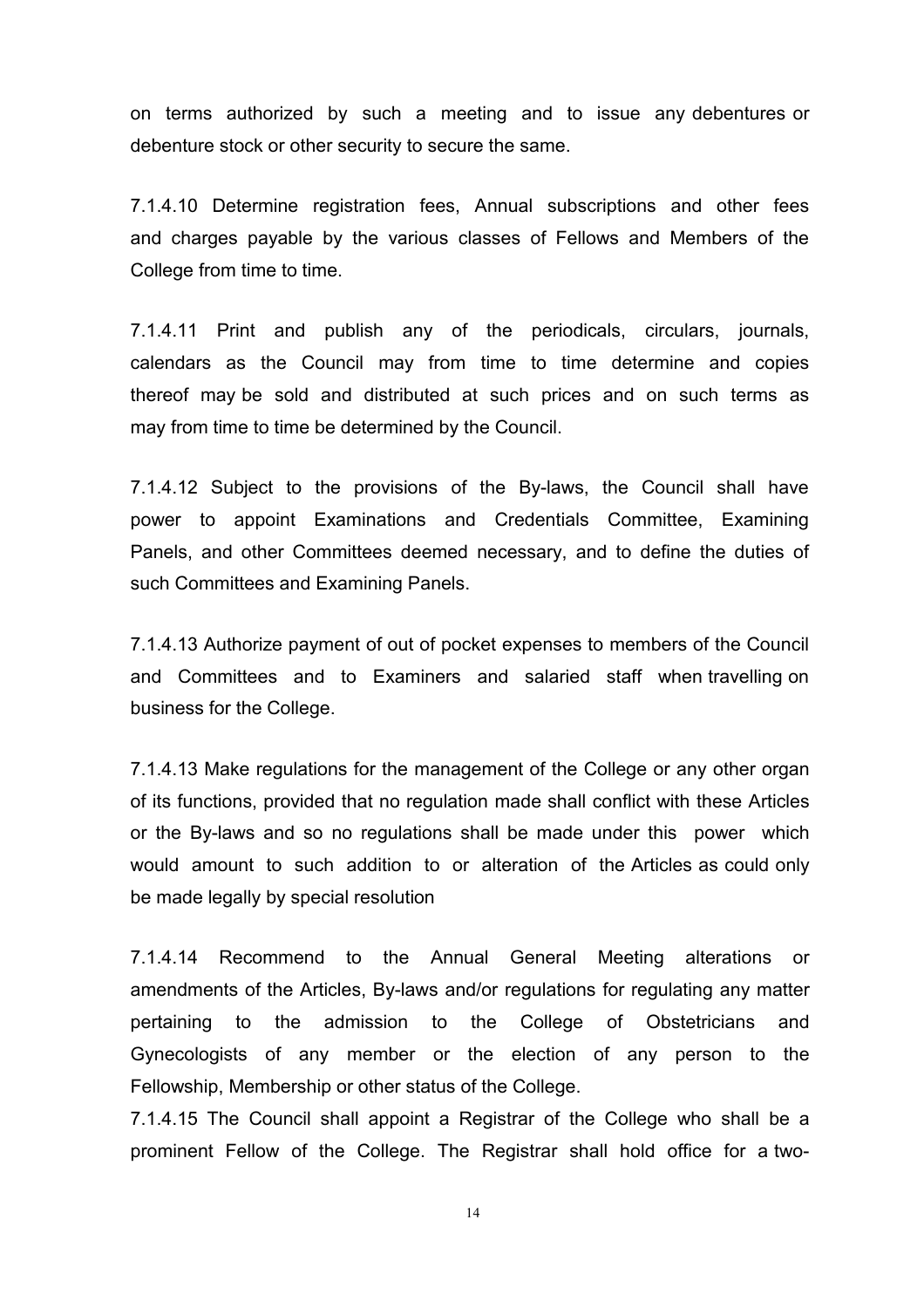on terms authorized by such a meeting and to issue any debentures or debenture stock or other security to secure the same.

7.1.4.10 Determine registration fees, Annual subscriptions and other fees and charges payable by the various classes of Fellows and Members of the College from time to time.

7.1.4.11 Print and publish any of the periodicals, circulars, journals, calendars as the Council may from time to time determine and copies thereof may be sold and distributed at such prices and on such terms as may from time to time be determined by the Council.

7.1.4.12 Subject to the provisions of the By-laws, the Council shall have power to appoint Examinations and Credentials Committee, Examining Panels, and other Committees deemed necessary, and to define the duties of such Committees and Examining Panels.

7.1.4.13 Authorize payment of out of pocket expenses to members of the Council and Committees and to Examiners and salaried staff when travelling on business for the College.

7.1.4.13 Make regulations for the management of the College or any other organ of its functions, provided that no regulation made shall conflict with these Articles or the By-laws and so no regulations shall be made under this power which would amount to such addition to or alteration of the Articles as could only be made legally by special resolution

7.1.4.14 Recommend to the Annual General Meeting alterations or amendments of the Articles, By-laws and/or regulations for regulating any matter pertaining to the admission to the College of Obstetricians and Gynecologists of any member or the election of any person to the Fellowship, Membership or other status of the College.

7.1.4.15 The Council shall appoint a Registrar of the College who shall be a prominent Fellow of the College. The Registrar shall hold office for a two-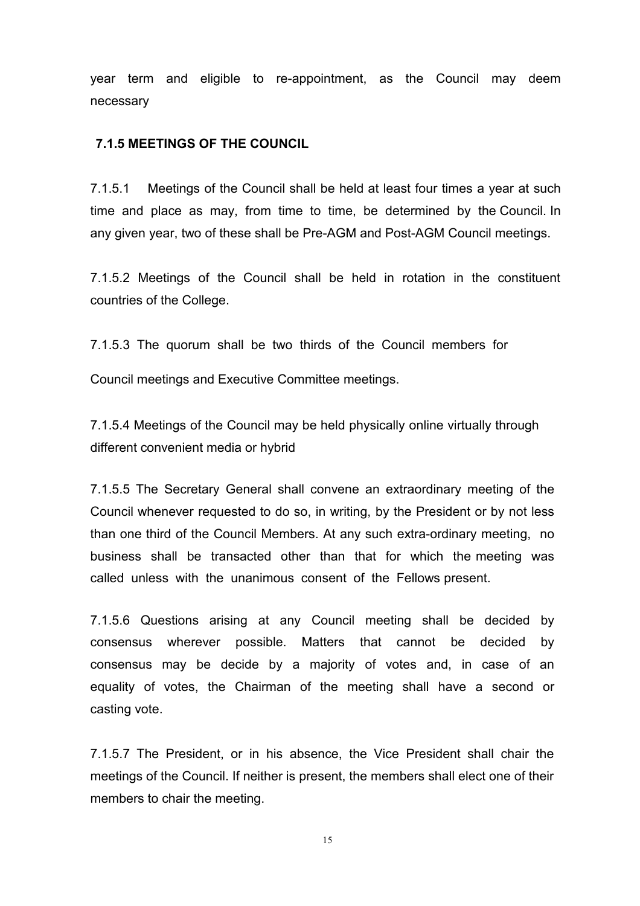year term and eligible to re-appointment, as the Council may deem necessary

### 7.1.5 MEETINGS OF THE COUNCIL

7.1.5.1 Meetings of the Council shall be held at least four times a year at such time and place as may, from time to time, be determined by the Council. In any given year, two of these shall be Pre-AGM and Post-AGM Council meetings.

7.1.5.2 Meetings of the Council shall be held in rotation in the constituent countries of the College.

7.1.5.3 The quorum shall be two thirds of the Council members for Council meetings and Executive Committee meetings.

7.1.5.4 Meetings of the Council may be held physically online virtually through different convenient media or hybrid

7.1.5.5 The Secretary General shall convene an extraordinary meeting of the Council whenever requested to do so, in writing, by the President or by not less than one third of the Council Members. At any such extra-ordinary meeting, no business shall be transacted other than that for which the meeting was called unless with the unanimous consent of the Fellows present.

7.1.5.6 Questions arising at any Council meeting shall be decided by consensus wherever possible. Matters that cannot be decided by consensus may be decide by a majority of votes and, in case of an equality of votes, the Chairman of the meeting shall have a second or casting vote.

7.1.5.7 The President, or in his absence, the Vice President shall chair the meetings of the Council. If neither is present, the members shall elect one of their members to chair the meeting.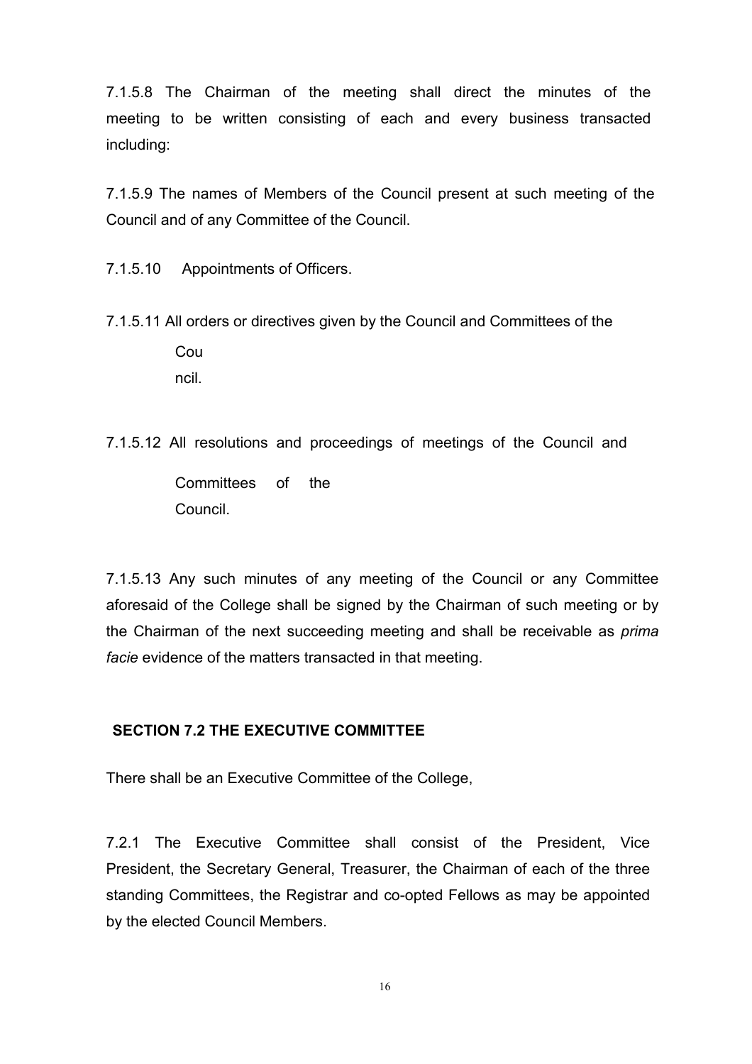7.1.5.8 The Chairman of the meeting shall direct the minutes of the meeting to be written consisting of each and every business transacted including:

7.1.5.9 The names of Members of the Council present at such meeting of the Council and of any Committee of the Council.

7.1.5.10 Appointments of Officers.

7.1.5.11 All orders or directives given by the Council and Committees of the Council.

7.1.5.12 All resolutions and proceedings of meetings of the Council and Committees of the Council.

7.1.5.13 Any such minutes of any meeting of the Council or any Committee aforesaid of the College shall be signed by the Chairman of such meeting or by the Chairman of the next succeeding meeting and shall be receivable as *prima facie* evidence of the matters transacted in that meeting.

## SECTION 7.2 THE EXECUTIVE COMMITTEE

There shall be an Executive Committee of the College,

7.2.1 The Executive Committee shall consist of the President, Vice President, the Secretary General, Treasurer, the Chairman of each of the three standing Committees, the Registrar and co-opted Fellows as may be appointed by the elected Council Members.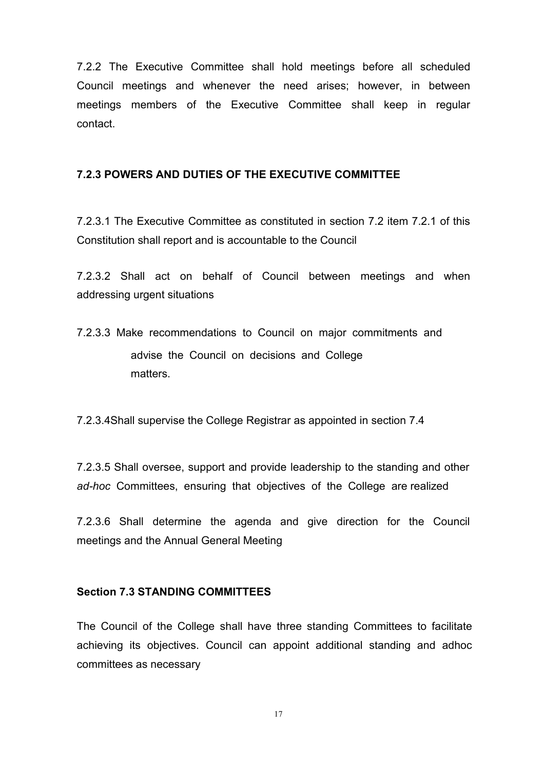7.2.2 The Executive Committee shall hold meetings before all scheduled Council meetings and whenever the need arises; however, in between meetings members of the Executive Committee shall keep in regular contact.

### 7.2.3 POWERS AND DUTIES OF THE EXECUTIVE COMMITTEE

7.2.3.1 The Executive Committee as constituted in section 7.2 item 7.2.1 of this Constitution shall report and is accountable to the Council

7.2.3.2 Shall act on behalf of Council between meetings and when addressing urgent situations

7.2.3.3 Make recommendations to Council on major commitments and advise the Council on decisions and College matters.

7.2.3.4Shall supervise the College Registrar as appointed in section 7.4

7.2.3.5 Shall oversee, support and provide leadership to the standing and other *ad-hoc* Committees, ensuring that objectives of the College are realized

7.2.3.6 Shall determine the agenda and give direction for the Council meetings and the Annual General Meeting

### Section 7.3 STANDING COMMITTEES

The Council of the College shall have three standing Committees to facilitate achieving its objectives. Council can appoint additional standing and adhoc committees as necessary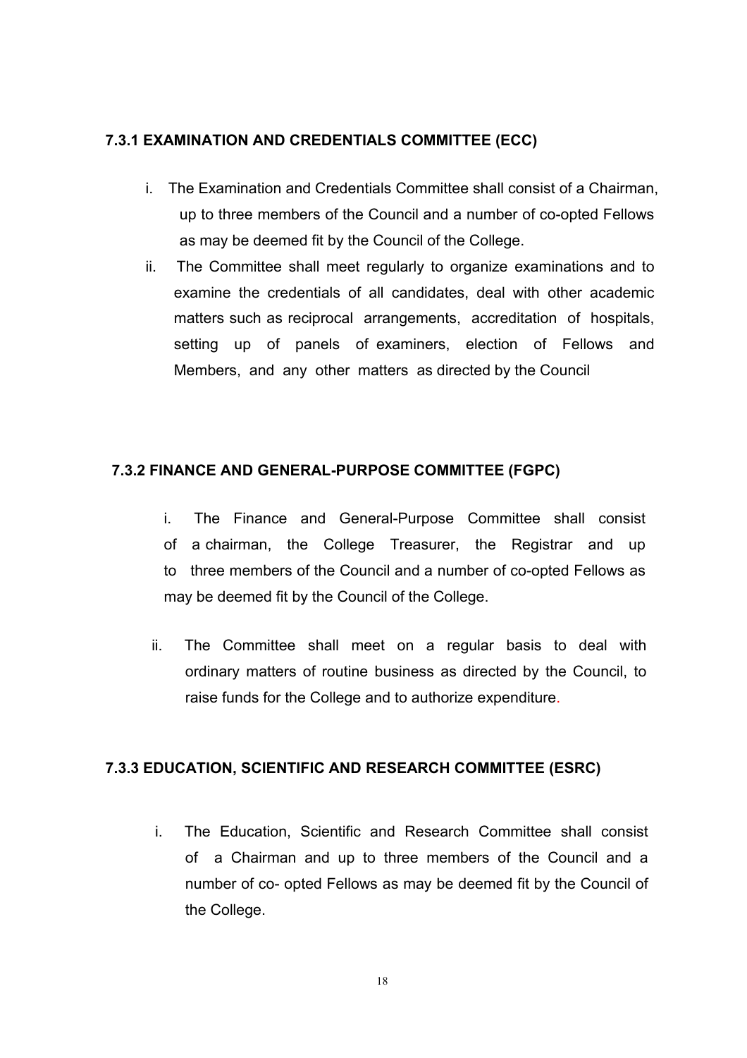### 7.3.1 EXAMINATION AND CREDENTIALS COMMITTEE (ECC)

i. The Examination and Credentials Committee shall consist of a Chairman, up to three members of the Council and a number of co-opted Fellows as may be deemed fit by the Council of the College.

ii. The Committee shall meet regularly to organize examinations and to examine the credentials of all candidates, deal with other academic matters such as reciprocal arrangements, accreditation of hospitals, setting up of panels of examiners, election of Fellows and Members, and any other matters as directed by the Council

### 7.3.2 FINANCE AND GENERAL-PURPOSE COMMITTEE (FGPC)

i. The Finance and General-Purpose Committee shall consist of a chairman, the College Treasurer, the Registrar and up to three members of the Council and a number of co-opted Fellows as may be deemed fit by the Council of the College.

ii. The Committee shall meet on a regular basis to deal with ordinary matters of routine business as directed by the Council, to raise funds for the College and to authorize expenditure.

### 7.3.3 EDUCATION, SCIENTIFIC AND RESEARCH COMMITTEE (ESRC)

i. The Education, Scientific and Research Committee shall consist of a Chairman and up to three members of the Council and a number of co- opted Fellows as may be deemed fit by the Council of the College.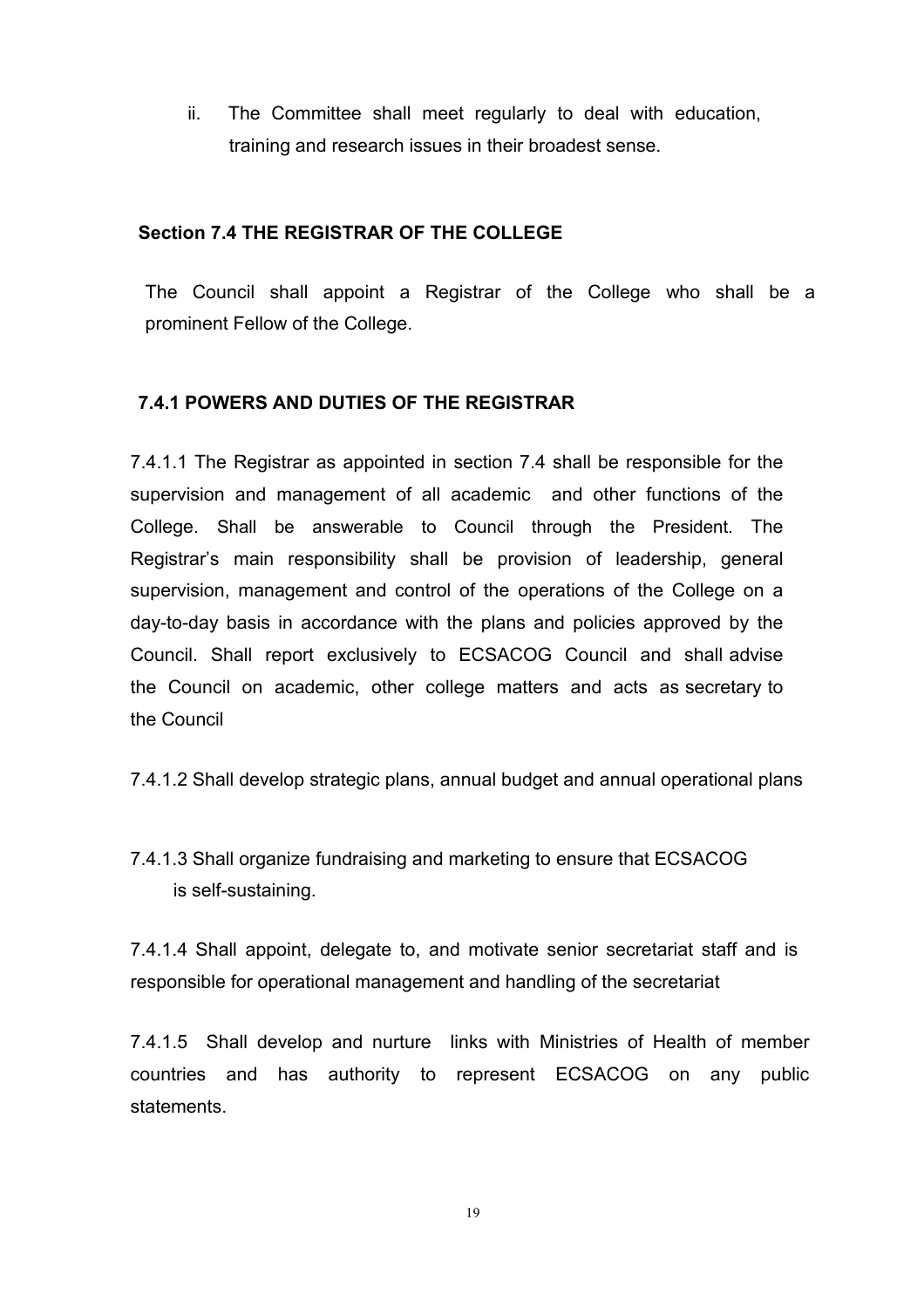ii. The Committee shall meet regularly to deal with education, training and research issues in their broadest sense.

## Section 7.4 THE REGISTRAR OF THE COLLEGE

The Council shall appoint a Registrar of the College who shall be a prominent Fellow of the College.

### 7.4.1 POWERS AND DUTIES OF THE REGISTRAR

7.4.1.1 The Registrar as appointed in section 7.4 shall be responsible for the supervision and management of all academic and other functions of the College. Shall be answerable to Council through the President. The Registrar's main responsibility shall be provision of leadership, general supervision, management and control of the operations of the College on a day-to-day basis in accordance with the plans and policies approved by the Council. Shall report exclusively to ECSACOG Council and shall advise the Council on academic, other college matters and acts as secretary to the Council

7.4.1.2 Shall develop strategic plans, annual budget and annual operational plans

7.4.1.3 Shall organize fundraising and marketing to ensure that ECSACOG is self-sustaining.

7.4.1.4 Shall appoint, delegate to, and motivate senior secretariat staff and is responsible for operational management and handling of the secretariat

7.4.1.5 Shall develop and nurture links with Ministries of Health of member countries and has authority to represent ECSACOG on any public statements.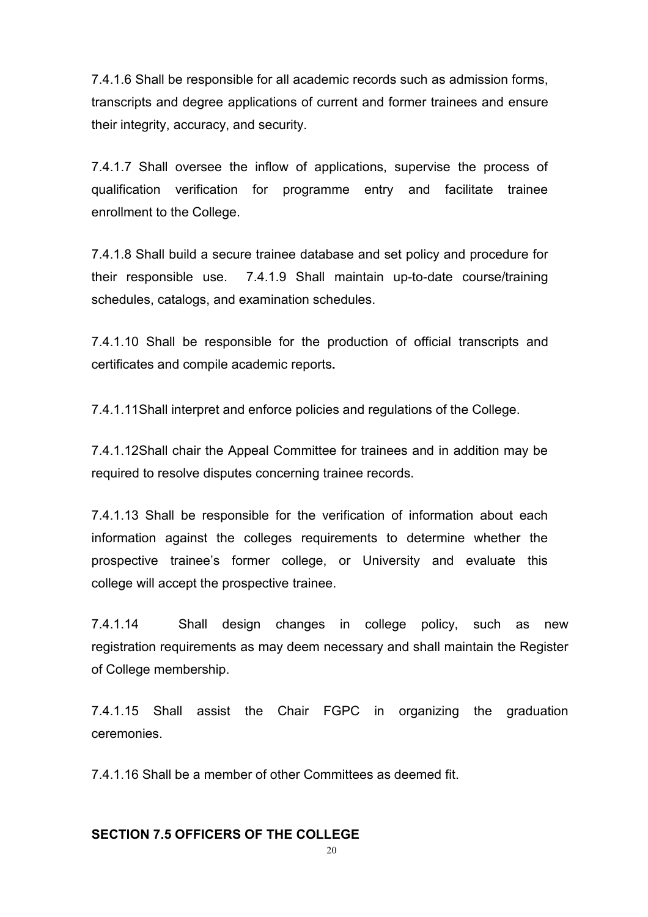7.4.1.6 Shall be responsible for all academic records such as admission forms, transcripts and degree applications of current and former trainees and ensure their integrity, accuracy, and security.

7.4.1.7 Shall oversee the inflow of applications, supervise the process of qualification verification for programme entry and facilitate trainee enrollment to the College.

7.4.1.8 Shall build a secure trainee database and set policy and procedure for their responsible use. 7.4.1.9 Shall maintain up-to-date course/training schedules, catalogs, and examination schedules.

7.4.1.10 Shall be responsible for the production of official transcripts and certificates and compile academic reports**.**

7.4.1.11Shall interpret and enforce policies and regulations of the College.

7.4.1.12Shall chair the Appeal Committee for trainees and in addition may be required to resolve disputes concerning trainee records.

7.4.1.13 Shall be responsible for the verification of information about each information against the colleges requirements to determine whether the prospective trainee's former college, or University and evaluate this college will accept the prospective trainee.

7.4.1.14 Shall design changes in college policy, such as new registration requirements as may deem necessary and shall maintain the Register of College membership.

7.4.1.15 Shall assist the Chair FGPC in organizing the graduation ceremonies.

7.4.1.16 Shall be a member of other Committees as deemed fit.

**SECTION 7.5 OFFICERS OF THE COLLEGE**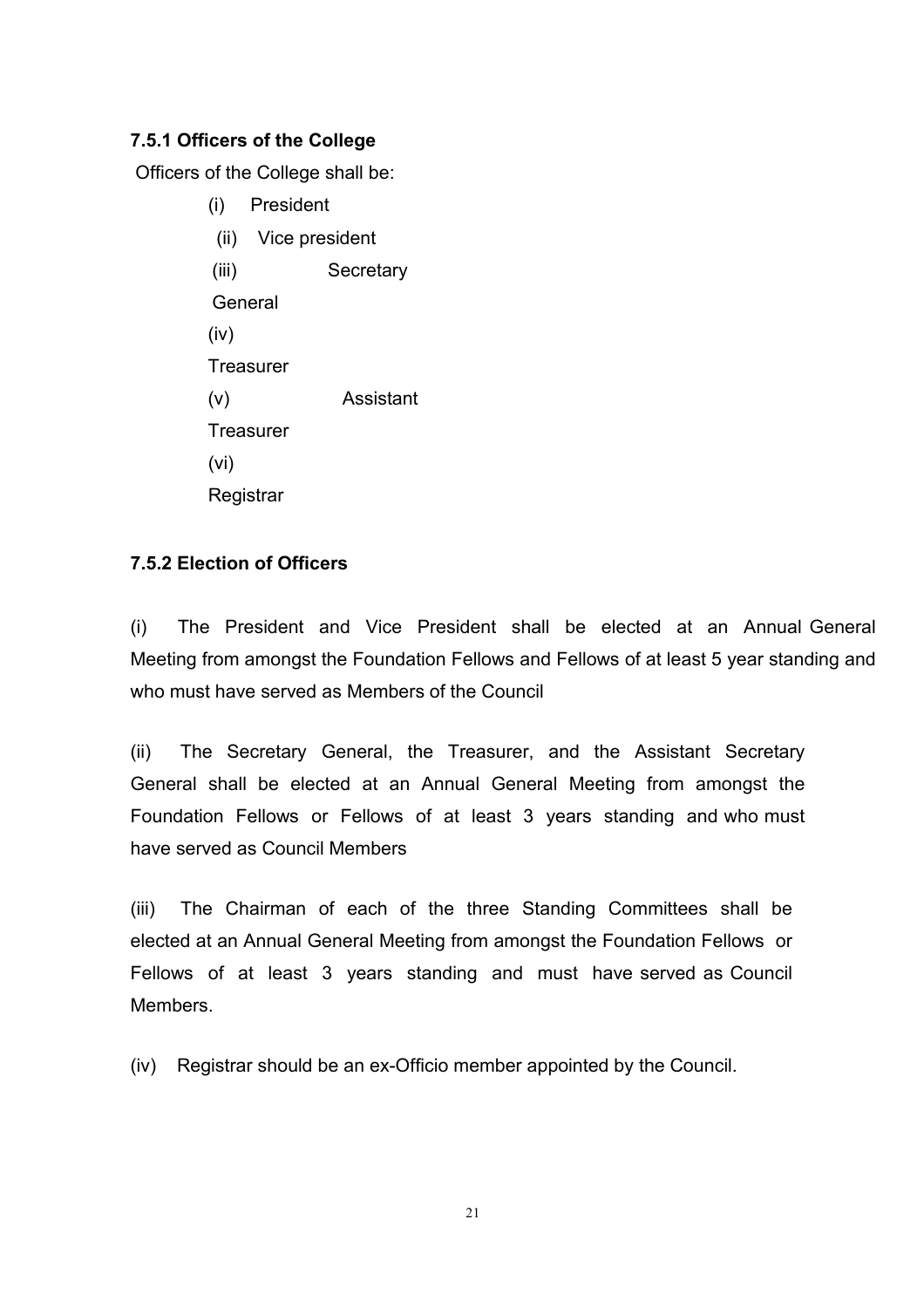### 7.5.1 Officers of the College

Officers of the College shall be:

(i) President

(ii) Vice president

(iii) Secretary General

(iv) Treasurer

(v) Assistant Treasurer

(vi) Registrar

### 7.5.2 Election of Officers

(i) The President and Vice President shall be elected at an Annual General Meeting from amongst the Foundation Fellows and Fellows of at least 5 year standing and who must have served as Members of the Council

(ii) The Secretary General, the Treasurer, and the Assistant Secretary General shall be elected at an Annual General Meeting from amongst the Foundation Fellows or Fellows of at least 3 years standing and who must have served as Council Members

(iii) The Chairman of each of the three Standing Committees shall be elected at an Annual General Meeting from amongst the Foundation Fellows or Fellows of at least 3 years standing and must have served as Council Members.

(iv) Registrar should be an ex-Officio member appointed by the Council.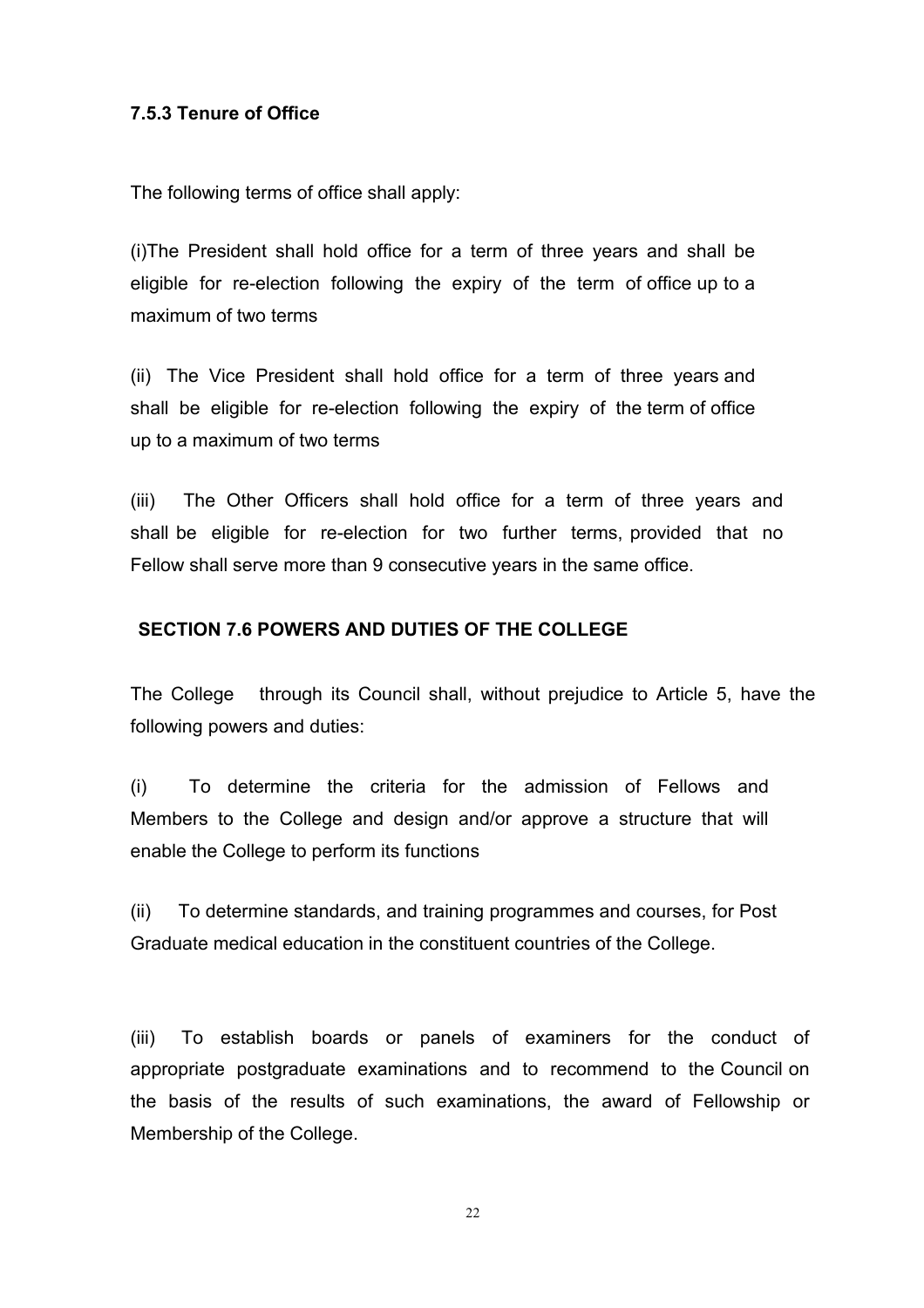#### 7.5.3 Tenure of Office

The following terms of office shall apply:

(i)The President shall hold office for a term of three years and shall be eligible for re-election following the expiry of the term of office up to a maximum of two terms

(ii) The Vice President shall hold office for a term of three years and shall be eligible for re-election following the expiry of the term of office up to a maximum of two terms

(iii) The Other Officers shall hold office for a term of three years and shall be eligible for re-election for two further terms, provided that no Fellow shall serve more than 9 consecutive years in the same office.

### SECTION 7.6 POWERS AND DUTIES OF THE COLLEGE

The College through its Council shall, without prejudice to Article 5, have the following powers and duties:

(i) To determine the criteria for the admission of Fellows and Members to the College and design and/or approve a structure that will enable the College to perform its functions

(ii) To determine standards, and training programmes and courses, for Post Graduate medical education in the constituent countries of the College.

(iii) To establish boards or panels of examiners for the conduct of appropriate postgraduate examinations and to recommend to the Council on the basis of the results of such examinations, the award of Fellowship or Membership of the College.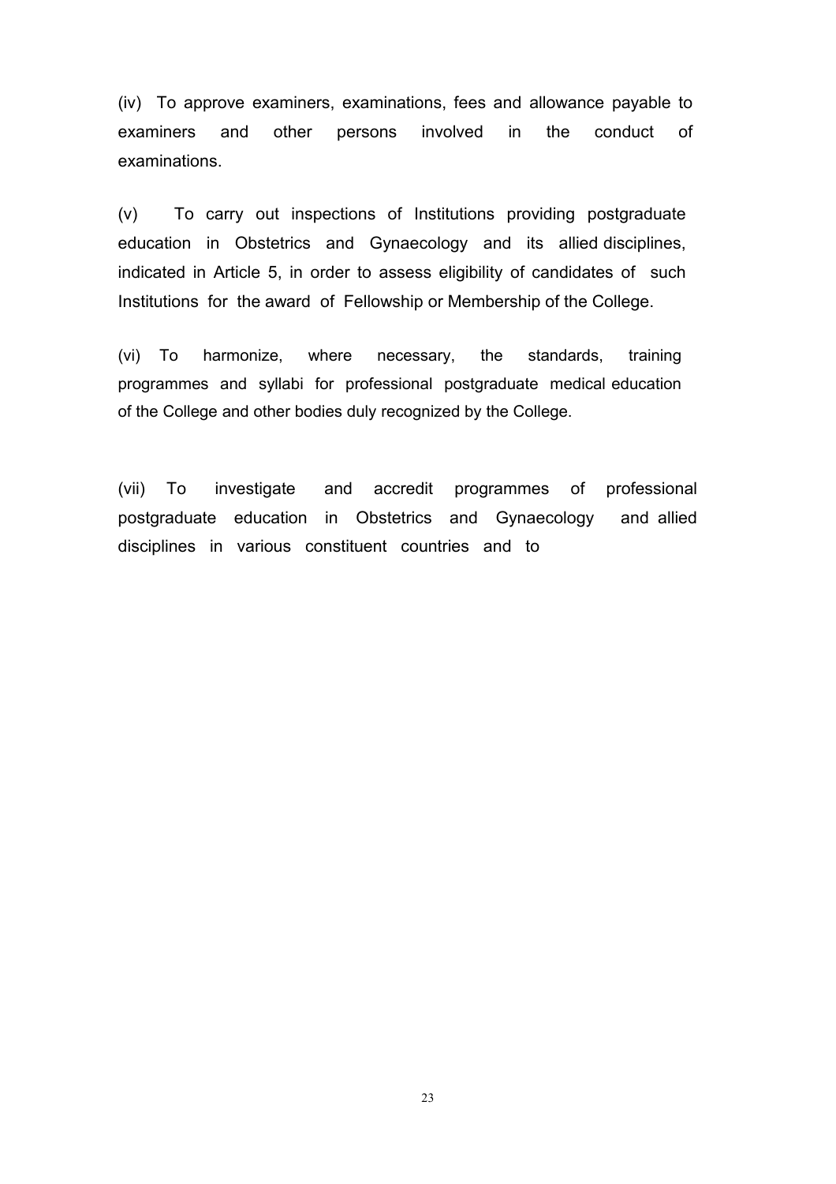(iv) To approve examiners, examinations, fees and allowance payable to examiners and other persons involved in the conduct of examinations.

(v) To carry out inspections of Institutions providing postgraduate education in Obstetrics and Gynaecology and its allied disciplines, indicated in Article 5, in order to assess eligibility of candidates of such Institutions for the award of Fellowship or Membership of the College.

(vi) To harmonize, where necessary, the standards, training programmes and syllabi for professional postgraduate medical education of the College and other bodies duly recognized by the College.

(vii) To investigate and accredit programmes of professional postgraduate education in Obstetrics and Gynaecology and allied disciplines in various constituent countries and to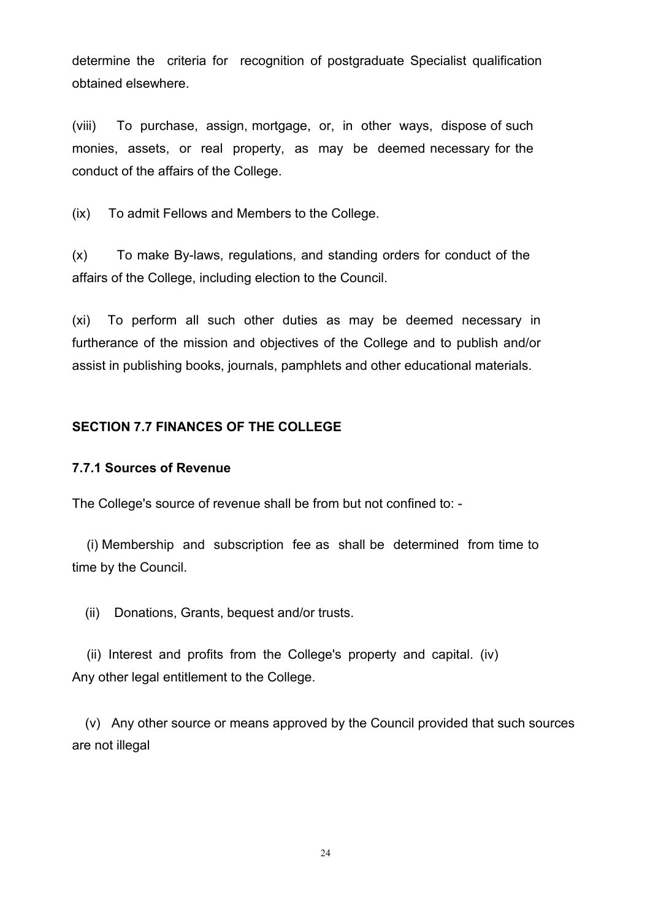determine the criteria for recognition of postgraduate Specialist qualification obtained elsewhere.

(viii) To purchase, assign, mortgage, or, in other ways, dispose of such monies, assets, or real property, as may be deemed necessary for the conduct of the affairs of the College.

(ix) To admit Fellows and Members to the College.

(x) To make By-laws, regulations, and standing orders for conduct of the affairs of the College, including election to the Council.

(xi) To perform all such other duties as may be deemed necessary in furtherance of the mission and objectives of the College and to publish and/or assist in publishing books, journals, pamphlets and other educational materials.

## SECTION 7.7 FINANCES OF THE COLLEGE

### 7.7.1 Sources of Revenue

The College's source of revenue shall be from but not confined to: -

(i) Membership and subscription fee as shall be determined from time to time by the Council.

(ii) Donations, Grants, bequest and/or trusts.

(ii) Interest and profits from the College's property and capital. (iv) Any other legal entitlement to the College.

(v) Any other source or means approved by the Council provided that such sources are not illegal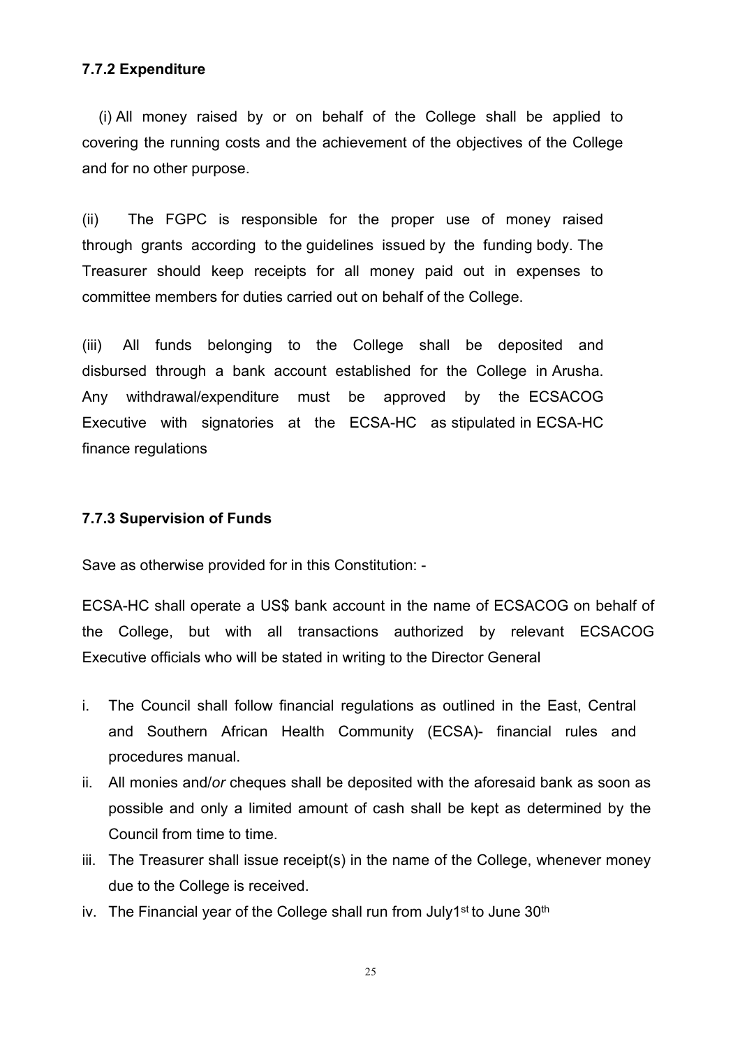**7.7.2 Expenditure**

(i) All money raised by or on behalf of the College shall be applied to covering the running costs and the achievement of the objectives of the College and for no other purpose.

(ii) The FGPC is responsible for the proper use of money raised through grants according to the guidelines issued by the funding body. The Treasurer should keep receipts for all money paid out in expenses to committee members for duties carried out on behalf of the College.

(iii) All funds belonging to the College shall be deposited and disbursed through a bank account established for the College in Arusha. Any withdrawal/expenditure must be approved by the ECSACOG Executive with signatories at the ECSA-HC as stipulated in ECSA-HC finance regulations

**7.7.3 Supervision of Funds**

Save as otherwise provided for in this Constitution: -

ECSA-HC shall operate a US$ bank account in the name of ECSACOG on behalf of the College, but with all transactions authorized by relevant ECSACOG Executive officials who will be stated in writing to the Director General

i. The Council shall follow financial regulations as outlined in the East, Central and Southern African Health Community (ECSA)- financial rules and procedures manual.
ii. All monies and/*or* cheques shall be deposited with the aforesaid bank as soon as possible and only a limited amount of cash shall be kept as determined by the Council from time to time.
iii. The Treasurer shall issue receipt(s) in the name of the College, whenever money due to the College is received.
iv. The Financial year of the College shall run from July1st to June 30th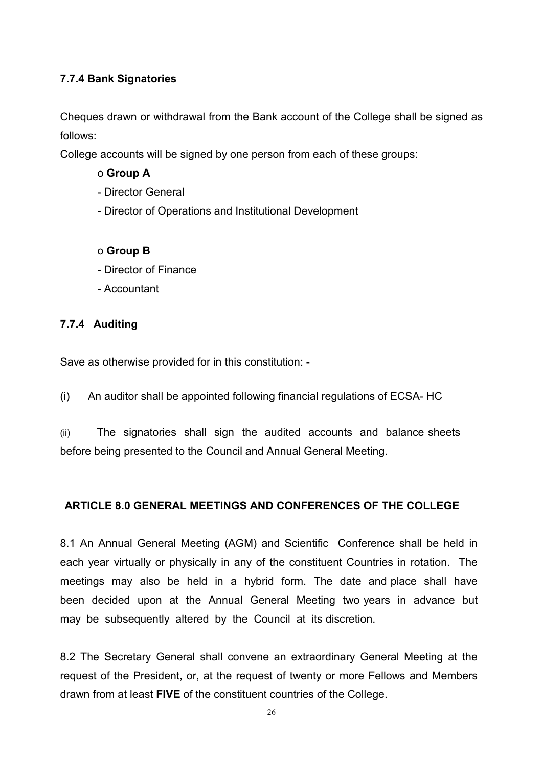#### 7.7.4 Bank Signatories

Cheques drawn or withdrawal from the Bank account of the College shall be signed as follows:

College accounts will be signed by one person from each of these groups:

- **Group A**
  - Director General
  - Director of Operations and Institutional Development

- **Group B**
  - Director of Finance
  - Accountant

#### 7.7.4 Auditing

Save as otherwise provided for in this constitution: -

(i) An auditor shall be appointed following financial regulations of ECSA- HC

(ii) The signatories shall sign the audited accounts and balance sheets before being presented to the Council and Annual General Meeting.

## ARTICLE 8.0 GENERAL MEETINGS AND CONFERENCES OF THE COLLEGE

8.1 An Annual General Meeting (AGM) and Scientific Conference shall be held in each year virtually or physically in any of the constituent Countries in rotation. The meetings may also be held in a hybrid form. The date and place shall have been decided upon at the Annual General Meeting two years in advance but may be subsequently altered by the Council at its discretion.

8.2 The Secretary General shall convene an extraordinary General Meeting at the request of the President, or, at the request of twenty or more Fellows and Members drawn from at least **FIVE** of the constituent countries of the College.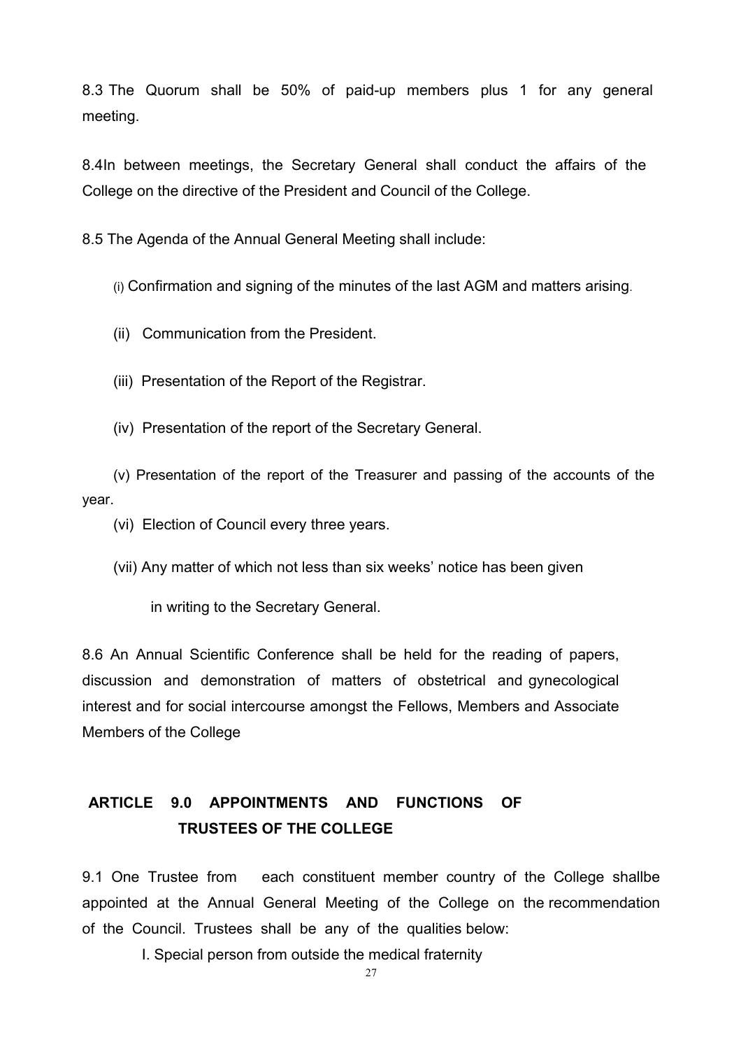8.3 The Quorum shall be 50% of paid-up members plus 1 for any general meeting.

8.4In between meetings, the Secretary General shall conduct the affairs of the College on the directive of the President and Council of the College.

8.5 The Agenda of the Annual General Meeting shall include:

(i) Confirmation and signing of the minutes of the last AGM and matters arising.

(ii) Communication from the President.

(iii) Presentation of the Report of the Registrar.

(iv) Presentation of the report of the Secretary General.

(v) Presentation of the report of the Treasurer and passing of the accounts of the year.

(vi) Election of Council every three years.

(vii) Any matter of which not less than six weeks' notice has been given in writing to the Secretary General.

8.6 An Annual Scientific Conference shall be held for the reading of papers, discussion and demonstration of matters of obstetrical and gynecological interest and for social intercourse amongst the Fellows, Members and Associate Members of the College

## ARTICLE 9.0 APPOINTMENTS AND FUNCTIONS OF TRUSTEES OF THE COLLEGE

9.1 One Trustee from each constituent member country of the College shallbe appointed at the Annual General Meeting of the College on the recommendation of the Council. Trustees shall be any of the qualities below:

I. Special person from outside the medical fraternity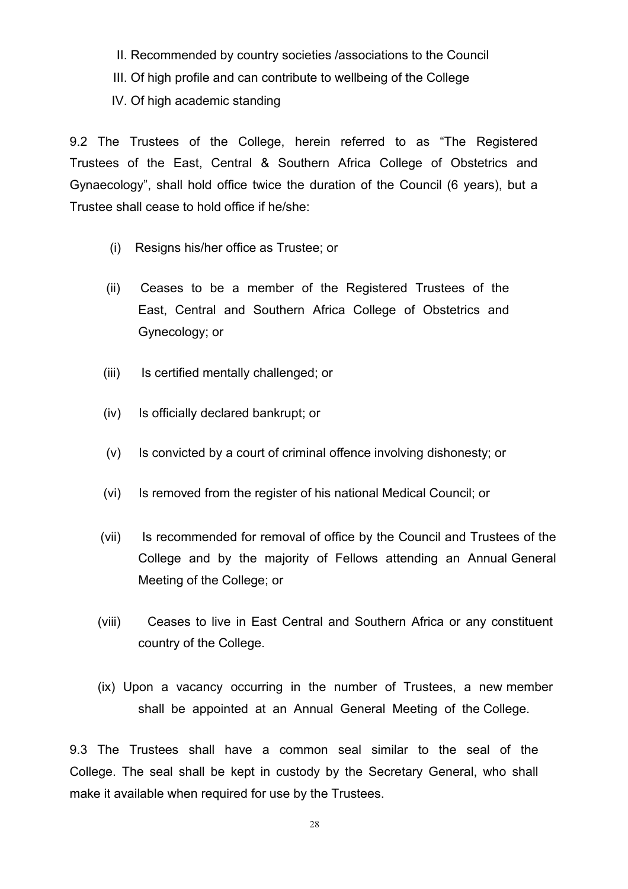II. Recommended by country societies /associations to the Council

III. Of high profile and can contribute to wellbeing of the College

IV. Of high academic standing

9.2 The Trustees of the College, herein referred to as "The Registered Trustees of the East, Central & Southern Africa College of Obstetrics and Gynaecology", shall hold office twice the duration of the Council (6 years), but a Trustee shall cease to hold office if he/she:

(i) Resigns his/her office as Trustee; or

(ii) Ceases to be a member of the Registered Trustees of the East, Central and Southern Africa College of Obstetrics and Gynecology; or

(iii) Is certified mentally challenged; or

(iv) Is officially declared bankrupt; or

(v) Is convicted by a court of criminal offence involving dishonesty; or

(vi) Is removed from the register of his national Medical Council; or

(vii) Is recommended for removal of office by the Council and Trustees of the College and by the majority of Fellows attending an Annual General Meeting of the College; or

(viii) Ceases to live in East Central and Southern Africa or any constituent country of the College.

(ix) Upon a vacancy occurring in the number of Trustees, a new member shall be appointed at an Annual General Meeting of the College.

9.3 The Trustees shall have a common seal similar to the seal of the College. The seal shall be kept in custody by the Secretary General, who shall make it available when required for use by the Trustees.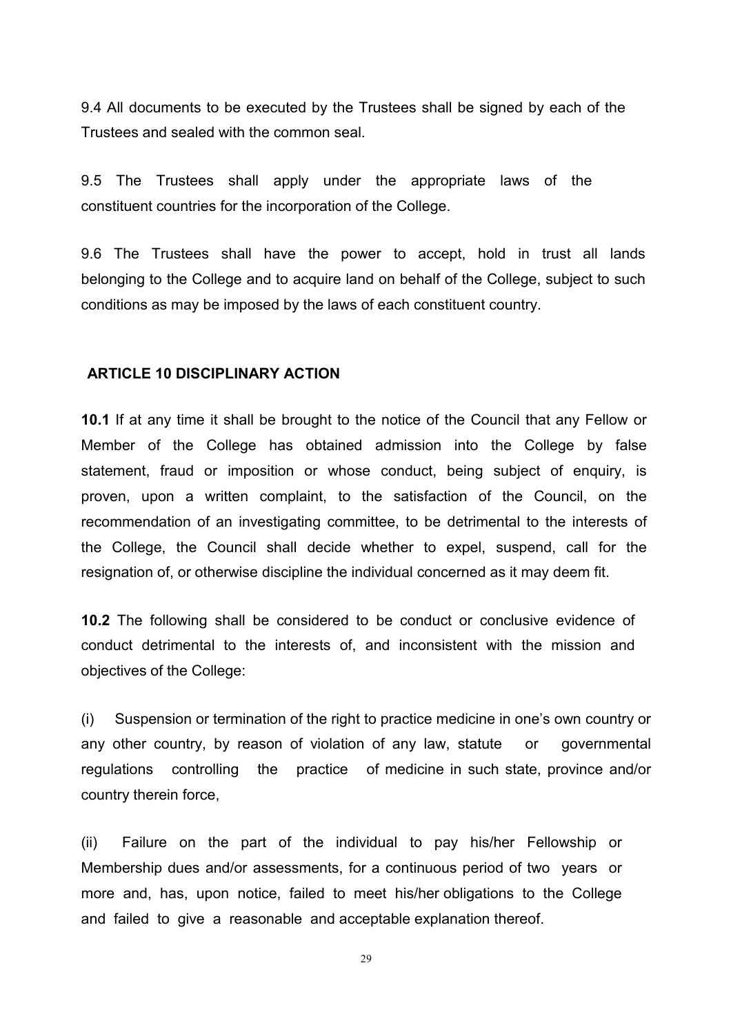9.4 All documents to be executed by the Trustees shall be signed by each of the Trustees and sealed with the common seal.

9.5 The Trustees shall apply under the appropriate laws of the constituent countries for the incorporation of the College.

9.6 The Trustees shall have the power to accept, hold in trust all lands belonging to the College and to acquire land on behalf of the College, subject to such conditions as may be imposed by the laws of each constituent country.

## ARTICLE 10 DISCIPLINARY ACTION

**10.1** If at any time it shall be brought to the notice of the Council that any Fellow or Member of the College has obtained admission into the College by false statement, fraud or imposition or whose conduct, being subject of enquiry, is proven, upon a written complaint, to the satisfaction of the Council, on the recommendation of an investigating committee, to be detrimental to the interests of the College, the Council shall decide whether to expel, suspend, call for the resignation of, or otherwise discipline the individual concerned as it may deem fit.

**10.2** The following shall be considered to be conduct or conclusive evidence of conduct detrimental to the interests of, and inconsistent with the mission and objectives of the College:

(i) Suspension or termination of the right to practice medicine in one's own country or any other country, by reason of violation of any law, statute or governmental regulations controlling the practice of medicine in such state, province and/or country therein force,

(ii) Failure on the part of the individual to pay his/her Fellowship or Membership dues and/or assessments, for a continuous period of two years or more and, has, upon notice, failed to meet his/her obligations to the College and failed to give a reasonable and acceptable explanation thereof.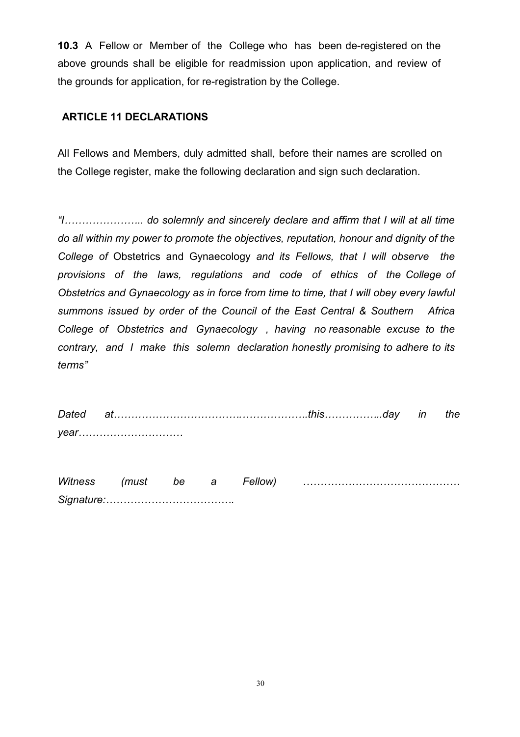**10.3** A Fellow or Member of the College who has been de-registered on the above grounds shall be eligible for readmission upon application, and review of the grounds for application, for re-registration by the College.

## ARTICLE 11 DECLARATIONS

All Fellows and Members, duly admitted shall, before their names are scrolled on the College register, make the following declaration and sign such declaration.

*"I………………….. do solemnly and sincerely declare and affirm that I will at all time do all within my power to promote the objectives, reputation, honour and dignity of the College of* Obstetrics and Gynaecology *and its Fellows, that I will observe the provisions of the laws, regulations and code of ethics of the College of Obstetrics and Gynaecology as in force from time to time, that I will obey every lawful summons issued by order of the Council of the East Central & Southern Africa College of Obstetrics and Gynaecology , having no reasonable excuse to the contrary, and I make this solemn declaration honestly promising to adhere to its terms"*

*Dated at……………………………….………………..this……………..day in the year…………………………*

*Witness (must be a Fellow) ……………………………………… Signature:……………………………….*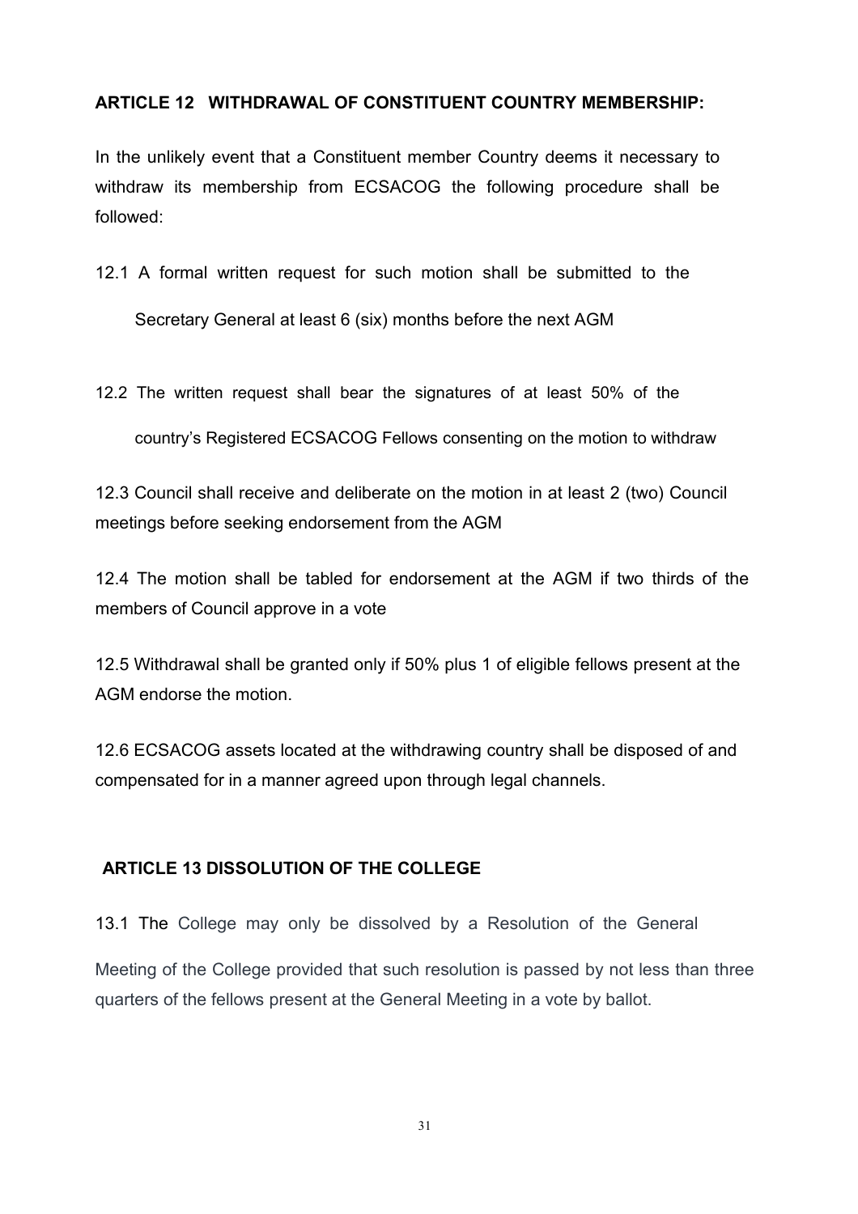## ARTICLE 12 WITHDRAWAL OF CONSTITUENT COUNTRY MEMBERSHIP:

In the unlikely event that a Constituent member Country deems it necessary to withdraw its membership from ECSACOG the following procedure shall be followed:

12.1 A formal written request for such motion shall be submitted to the Secretary General at least 6 (six) months before the next AGM

12.2 The written request shall bear the signatures of at least 50% of the country's Registered ECSACOG Fellows consenting on the motion to withdraw

12.3 Council shall receive and deliberate on the motion in at least 2 (two) Council meetings before seeking endorsement from the AGM

12.4 The motion shall be tabled for endorsement at the AGM if two thirds of the members of Council approve in a vote

12.5 Withdrawal shall be granted only if 50% plus 1 of eligible fellows present at the AGM endorse the motion.

12.6 ECSACOG assets located at the withdrawing country shall be disposed of and compensated for in a manner agreed upon through legal channels.

## ARTICLE 13 DISSOLUTION OF THE COLLEGE

13.1 The College may only be dissolved by a Resolution of the General Meeting of the College provided that such resolution is passed by not less than three quarters of the fellows present at the General Meeting in a vote by ballot.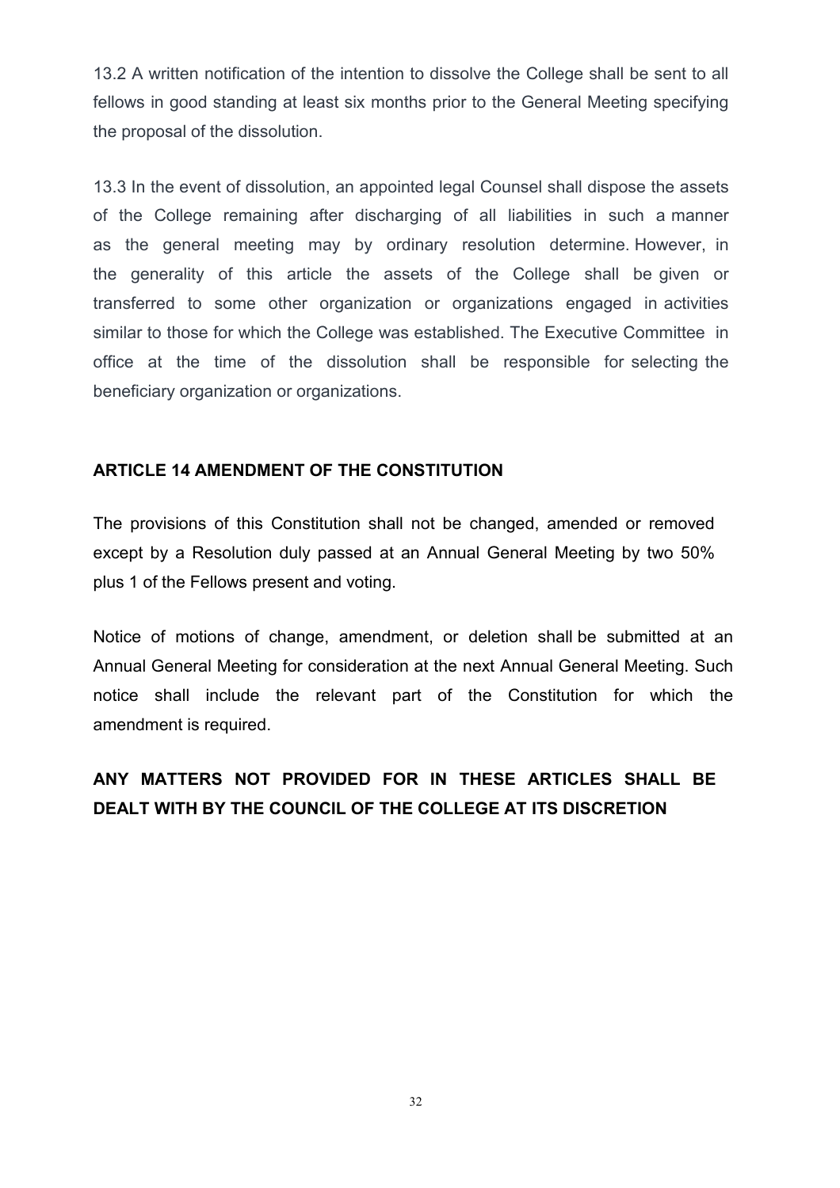13.2 A written notification of the intention to dissolve the College shall be sent to all fellows in good standing at least six months prior to the General Meeting specifying the proposal of the dissolution.

13.3 In the event of dissolution, an appointed legal Counsel shall dispose the assets of the College remaining after discharging of all liabilities in such a manner as the general meeting may by ordinary resolution determine. However, in the generality of this article the assets of the College shall be given or transferred to some other organization or organizations engaged in activities similar to those for which the College was established. The Executive Committee in office at the time of the dissolution shall be responsible for selecting the beneficiary organization or organizations.

## ARTICLE 14 AMENDMENT OF THE CONSTITUTION

The provisions of this Constitution shall not be changed, amended or removed except by a Resolution duly passed at an Annual General Meeting by two 50% plus 1 of the Fellows present and voting.

Notice of motions of change, amendment, or deletion shall be submitted at an Annual General Meeting for consideration at the next Annual General Meeting. Such notice shall include the relevant part of the Constitution for which the amendment is required.

## ANY MATTERS NOT PROVIDED FOR IN THESE ARTICLES SHALL BE DEALT WITH BY THE COUNCIL OF THE COLLEGE AT ITS DISCRETION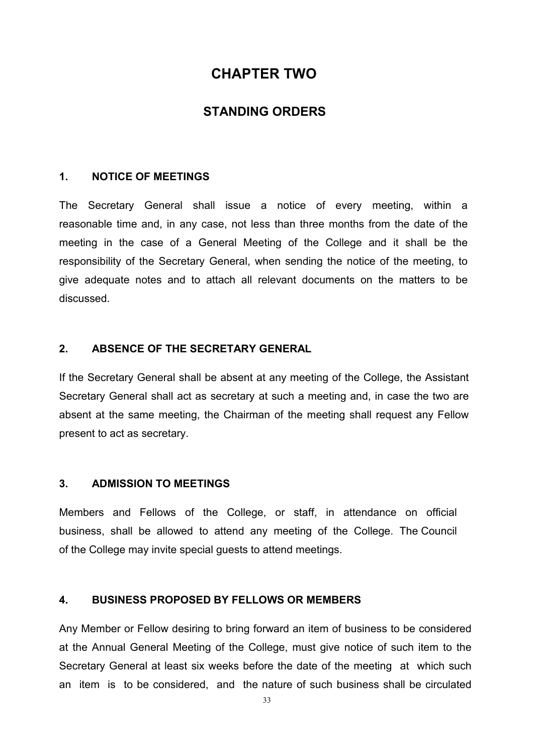# CHAPTER TWO

## STANDING ORDERS

### 1. NOTICE OF MEETINGS

The Secretary General shall issue a notice of every meeting, within a reasonable time and, in any case, not less than three months from the date of the meeting in the case of a General Meeting of the College and it shall be the responsibility of the Secretary General, when sending the notice of the meeting, to give adequate notes and to attach all relevant documents on the matters to be discussed.

### 2. ABSENCE OF THE SECRETARY GENERAL

If the Secretary General shall be absent at any meeting of the College, the Assistant Secretary General shall act as secretary at such a meeting and, in case the two are absent at the same meeting, the Chairman of the meeting shall request any Fellow present to act as secretary.

### 3. ADMISSION TO MEETINGS

Members and Fellows of the College, or staff, in attendance on official business, shall be allowed to attend any meeting of the College. The Council of the College may invite special guests to attend meetings.

### 4. BUSINESS PROPOSED BY FELLOWS OR MEMBERS

Any Member or Fellow desiring to bring forward an item of business to be considered at the Annual General Meeting of the College, must give notice of such item to the Secretary General at least six weeks before the date of the meeting at which such an item is to be considered, and the nature of such business shall be circulated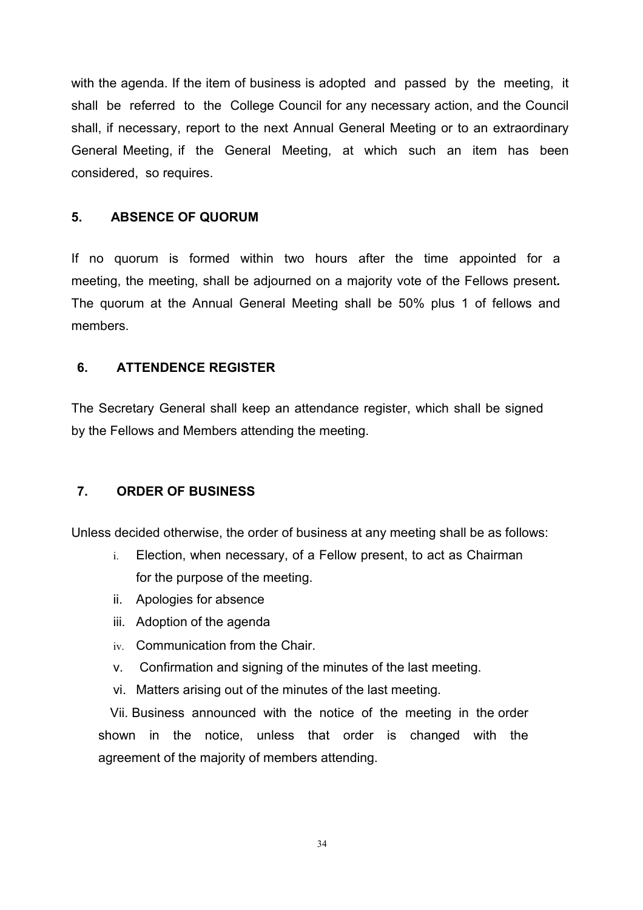with the agenda. If the item of business is adopted and passed by the meeting, it shall be referred to the College Council for any necessary action, and the Council shall, if necessary, report to the next Annual General Meeting or to an extraordinary General Meeting, if the General Meeting, at which such an item has been considered, so requires.

## 5. ABSENCE OF QUORUM

If no quorum is formed within two hours after the time appointed for a meeting, the meeting, shall be adjourned on a majority vote of the Fellows present**.** The quorum at the Annual General Meeting shall be 50% plus 1 of fellows and members.

## 6. ATTENDENCE REGISTER

The Secretary General shall keep an attendance register, which shall be signed by the Fellows and Members attending the meeting.

## 7. ORDER OF BUSINESS

Unless decided otherwise, the order of business at any meeting shall be as follows:

i. Election, when necessary, of a Fellow present, to act as Chairman for the purpose of the meeting.

ii. Apologies for absence

iii. Adoption of the agenda

iv. Communication from the Chair.

v. Confirmation and signing of the minutes of the last meeting.

vi. Matters arising out of the minutes of the last meeting.

Vii. Business announced with the notice of the meeting in the order shown in the notice, unless that order is changed with the agreement of the majority of members attending.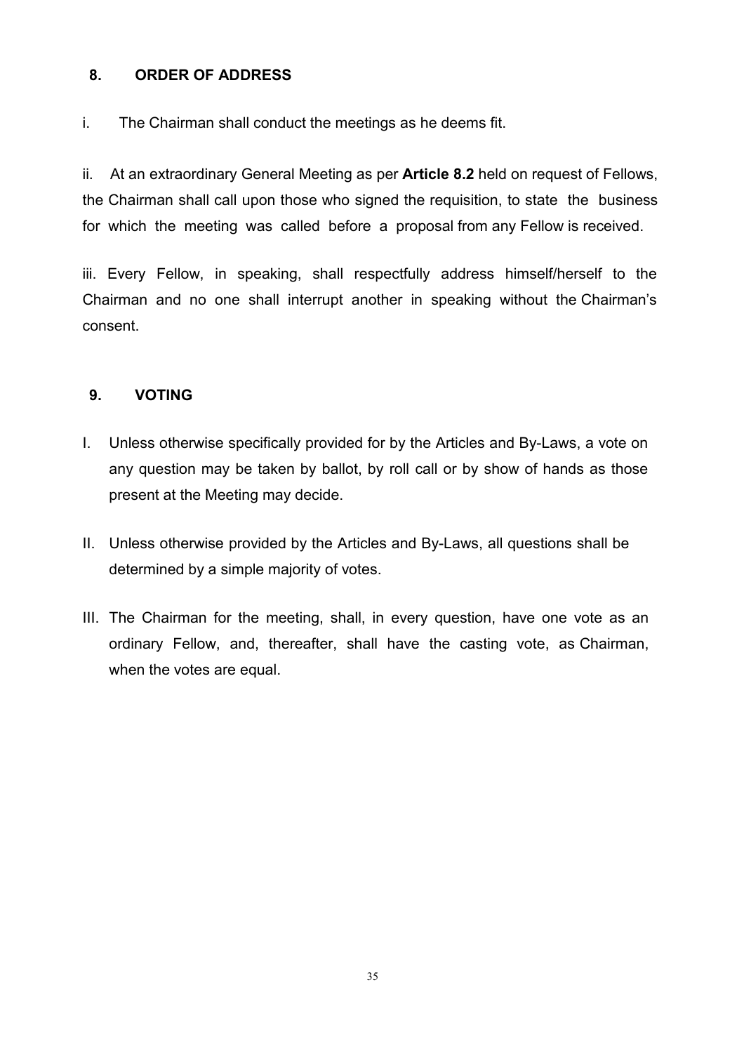## 8. ORDER OF ADDRESS

i. The Chairman shall conduct the meetings as he deems fit.

ii. At an extraordinary General Meeting as per **Article 8.2** held on request of Fellows, the Chairman shall call upon those who signed the requisition, to state the business for which the meeting was called before a proposal from any Fellow is received.

iii. Every Fellow, in speaking, shall respectfully address himself/herself to the Chairman and no one shall interrupt another in speaking without the Chairman's consent.

## 9. VOTING

I. Unless otherwise specifically provided for by the Articles and By-Laws, a vote on any question may be taken by ballot, by roll call or by show of hands as those present at the Meeting may decide.

II. Unless otherwise provided by the Articles and By-Laws, all questions shall be determined by a simple majority of votes.

III. The Chairman for the meeting, shall, in every question, have one vote as an ordinary Fellow, and, thereafter, shall have the casting vote, as Chairman, when the votes are equal.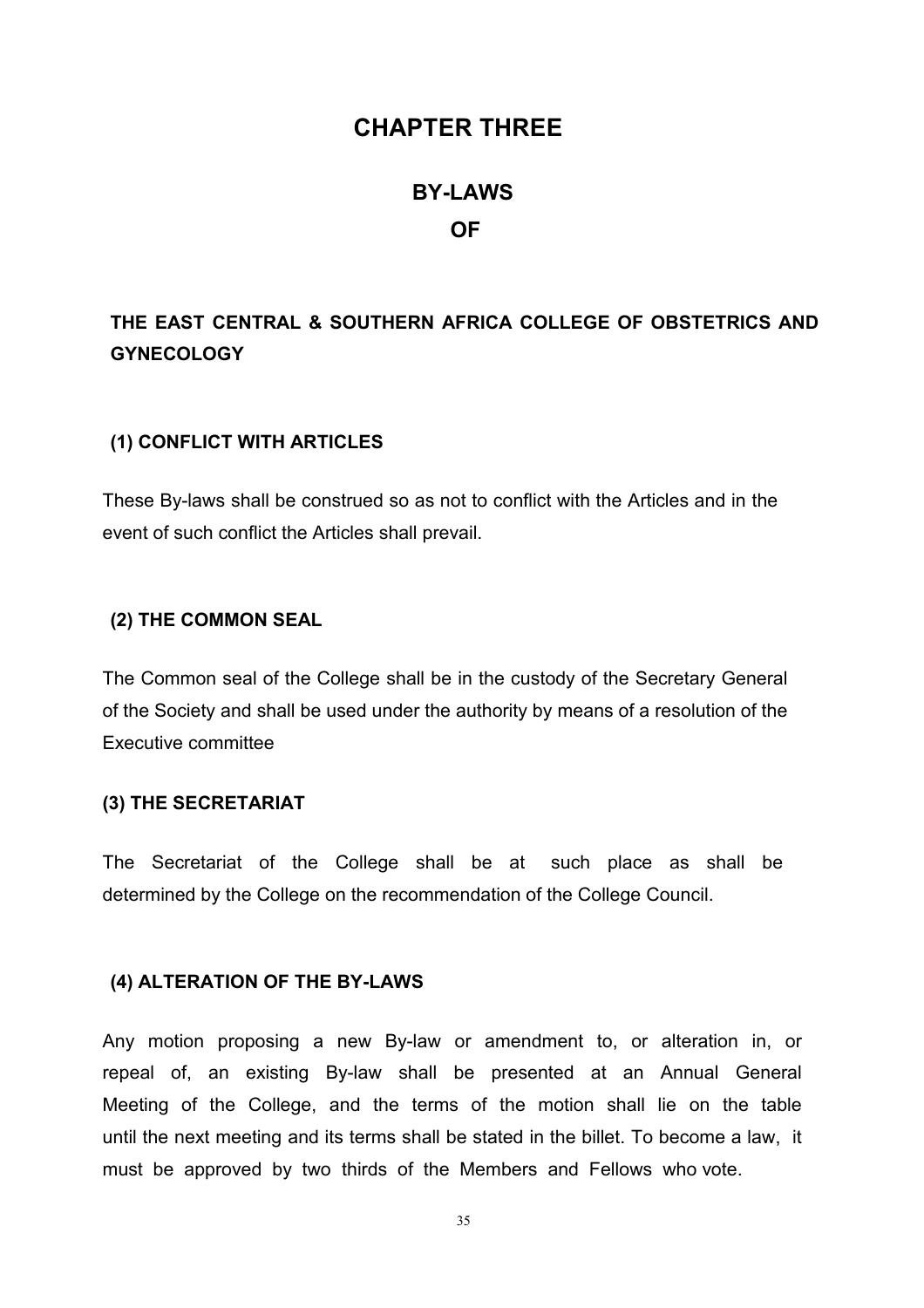# CHAPTER THREE

## BY-LAWS
## OF

### THE EAST CENTRAL & SOUTHERN AFRICA COLLEGE OF OBSTETRICS AND GYNECOLOGY

#### (1) CONFLICT WITH ARTICLES

These By-laws shall be construed so as not to conflict with the Articles and in the event of such conflict the Articles shall prevail.

#### (2) THE COMMON SEAL

The Common seal of the College shall be in the custody of the Secretary General of the Society and shall be used under the authority by means of a resolution of the Executive committee

#### (3) THE SECRETARIAT

The Secretariat of the College shall be at such place as shall be determined by the College on the recommendation of the College Council.

#### (4) ALTERATION OF THE BY-LAWS

Any motion proposing a new By-law or amendment to, or alteration in, or repeal of, an existing By-law shall be presented at an Annual General Meeting of the College, and the terms of the motion shall lie on the table until the next meeting and its terms shall be stated in the billet. To become a law, it must be approved by two thirds of the Members and Fellows who vote.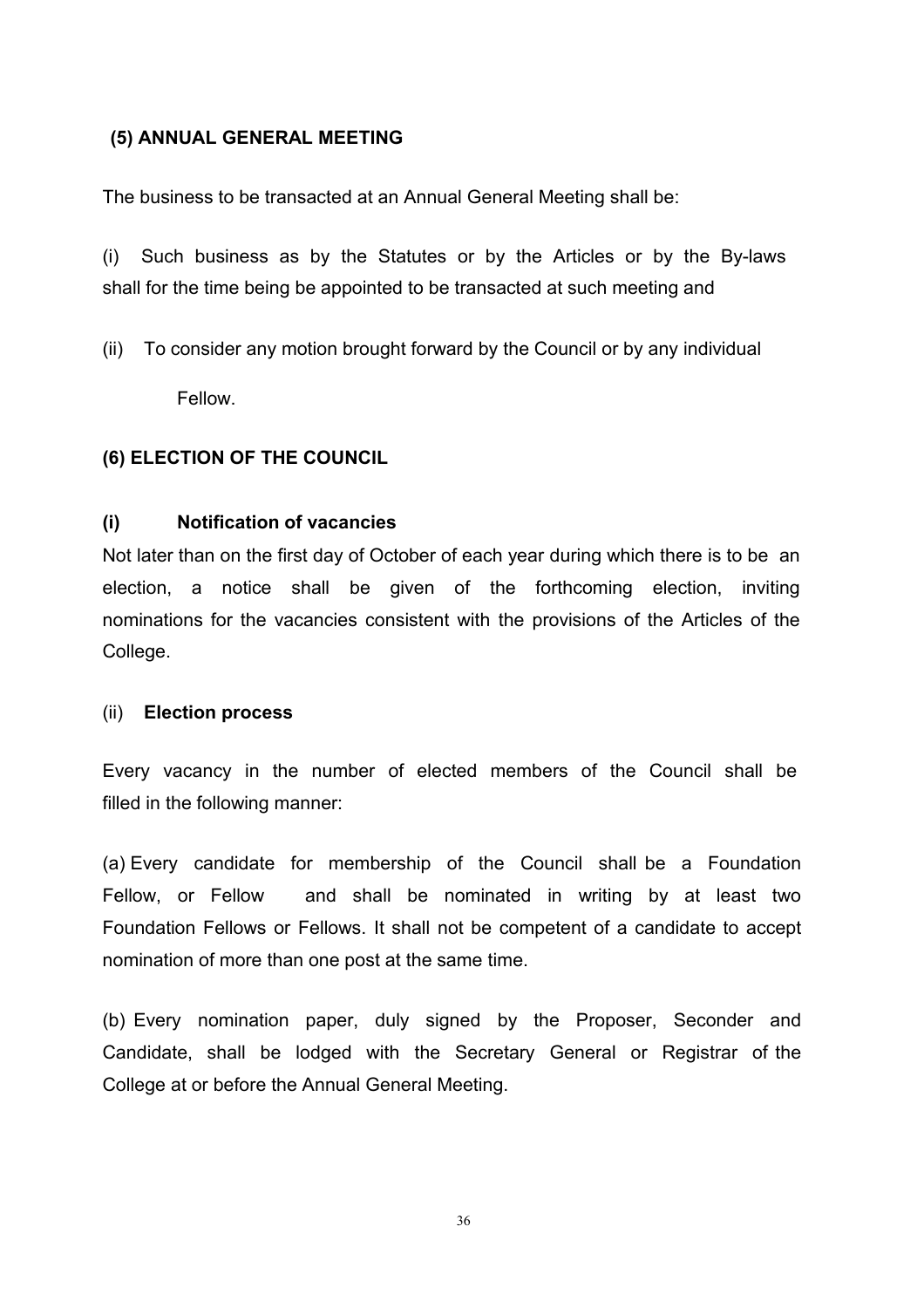## (5) ANNUAL GENERAL MEETING

The business to be transacted at an Annual General Meeting shall be:

(i) Such business as by the Statutes or by the Articles or by the By-laws shall for the time being be appointed to be transacted at such meeting and

(ii) To consider any motion brought forward by the Council or by any individual Fellow.

## (6) ELECTION OF THE COUNCIL

### (i) Notification of vacancies

Not later than on the first day of October of each year during which there is to be an election, a notice shall be given of the forthcoming election, inviting nominations for the vacancies consistent with the provisions of the Articles of the College.

### (ii) Election process

Every vacancy in the number of elected members of the Council shall be filled in the following manner:

(a) Every candidate for membership of the Council shall be a Foundation Fellow, or Fellow and shall be nominated in writing by at least two Foundation Fellows or Fellows. It shall not be competent of a candidate to accept nomination of more than one post at the same time.

(b) Every nomination paper, duly signed by the Proposer, Seconder and Candidate, shall be lodged with the Secretary General or Registrar of the College at or before the Annual General Meeting.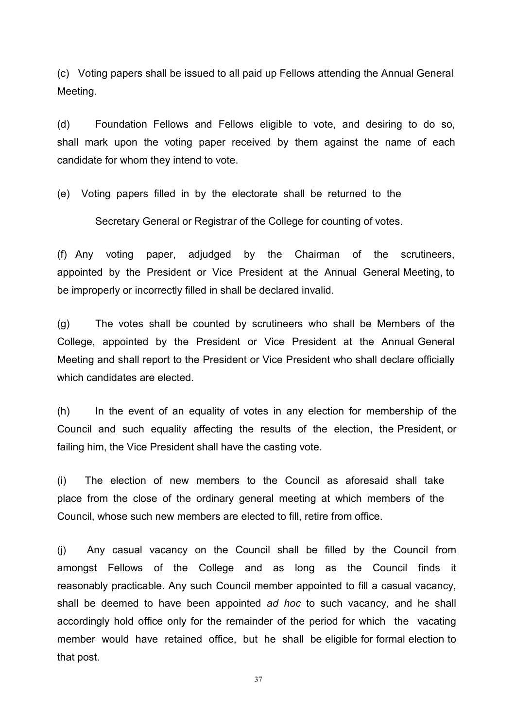(c) Voting papers shall be issued to all paid up Fellows attending the Annual General Meeting.

(d) Foundation Fellows and Fellows eligible to vote, and desiring to do so, shall mark upon the voting paper received by them against the name of each candidate for whom they intend to vote.

(e) Voting papers filled in by the electorate shall be returned to the Secretary General or Registrar of the College for counting of votes.

(f) Any voting paper, adjudged by the Chairman of the scrutineers, appointed by the President or Vice President at the Annual General Meeting, to be improperly or incorrectly filled in shall be declared invalid.

(g) The votes shall be counted by scrutineers who shall be Members of the College, appointed by the President or Vice President at the Annual General Meeting and shall report to the President or Vice President who shall declare officially which candidates are elected.

(h) In the event of an equality of votes in any election for membership of the Council and such equality affecting the results of the election, the President, or failing him, the Vice President shall have the casting vote.

(i) The election of new members to the Council as aforesaid shall take place from the close of the ordinary general meeting at which members of the Council, whose such new members are elected to fill, retire from office.

(j) Any casual vacancy on the Council shall be filled by the Council from amongst Fellows of the College and as long as the Council finds it reasonably practicable. Any such Council member appointed to fill a casual vacancy, shall be deemed to have been appointed *ad hoc* to such vacancy, and he shall accordingly hold office only for the remainder of the period for which the vacating member would have retained office, but he shall be eligible for formal election to that post.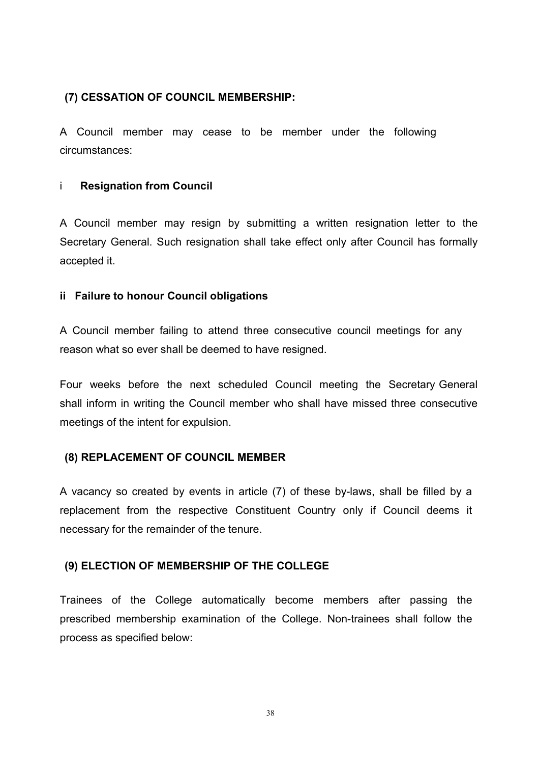**(7) CESSATION OF COUNCIL MEMBERSHIP:**

A Council member may cease to be member under the following circumstances:

i **Resignation from Council**

A Council member may resign by submitting a written resignation letter to the Secretary General. Such resignation shall take effect only after Council has formally accepted it.

**ii Failure to honour Council obligations**

A Council member failing to attend three consecutive council meetings for any reason what so ever shall be deemed to have resigned.

Four weeks before the next scheduled Council meeting the Secretary General shall inform in writing the Council member who shall have missed three consecutive meetings of the intent for expulsion.

**(8) REPLACEMENT OF COUNCIL MEMBER**

A vacancy so created by events in article (7) of these by-laws, shall be filled by a replacement from the respective Constituent Country only if Council deems it necessary for the remainder of the tenure.

**(9) ELECTION OF MEMBERSHIP OF THE COLLEGE**

Trainees of the College automatically become members after passing the prescribed membership examination of the College. Non-trainees shall follow the process as specified below: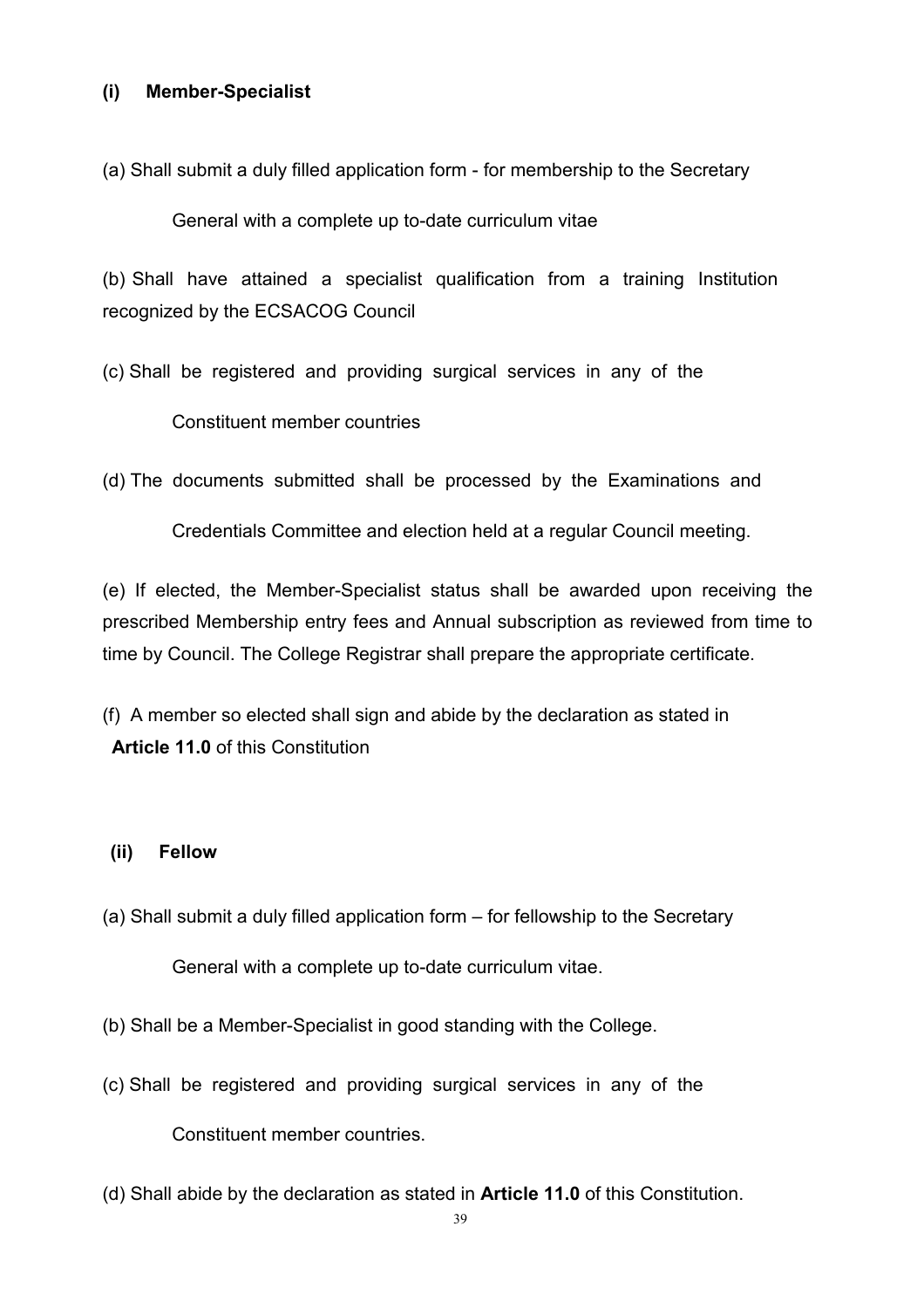**(i) Member-Specialist**

(a) Shall submit a duly filled application form - for membership to the Secretary General with a complete up to-date curriculum vitae

(b) Shall have attained a specialist qualification from a training Institution recognized by the ECSACOG Council

(c) Shall be registered and providing surgical services in any of the Constituent member countries

(d) The documents submitted shall be processed by the Examinations and Credentials Committee and election held at a regular Council meeting.

(e) If elected, the Member-Specialist status shall be awarded upon receiving the prescribed Membership entry fees and Annual subscription as reviewed from time to time by Council. The College Registrar shall prepare the appropriate certificate.

(f) A member so elected shall sign and abide by the declaration as stated in **Article 11.0** of this Constitution

**(ii) Fellow**

(a) Shall submit a duly filled application form – for fellowship to the Secretary General with a complete up to-date curriculum vitae.

(b) Shall be a Member-Specialist in good standing with the College.

(c) Shall be registered and providing surgical services in any of the Constituent member countries.

(d) Shall abide by the declaration as stated in **Article 11.0** of this Constitution.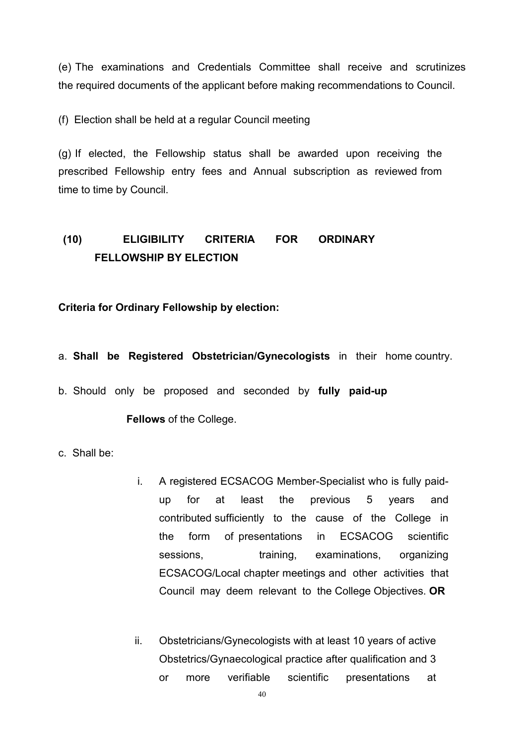(e) The examinations and Credentials Committee shall receive and scrutinizes the required documents of the applicant before making recommendations to Council.

(f) Election shall be held at a regular Council meeting

(g) If elected, the Fellowship status shall be awarded upon receiving the prescribed Fellowship entry fees and Annual subscription as reviewed from time to time by Council.

## (10) ELIGIBILITY CRITERIA FOR ORDINARY FELLOWSHIP BY ELECTION

**Criteria for Ordinary Fellowship by election:**

a. **Shall be Registered Obstetrician/Gynecologists** in their home country.

b. Should only be proposed and seconded by **fully paid-up Fellows** of the College.

c. Shall be:

   i. A registered ECSACOG Member-Specialist who is fully paid-up for at least the previous 5 years and contributed sufficiently to the cause of the College in the form of presentations in ECSACOG scientific sessions, training, examinations, organizing ECSACOG/Local chapter meetings and other activities that Council may deem relevant to the College Objectives. **OR**

   ii. Obstetricians/Gynecologists with at least 10 years of active Obstetrics/Gynaecological practice after qualification and 3 or more verifiable scientific presentations at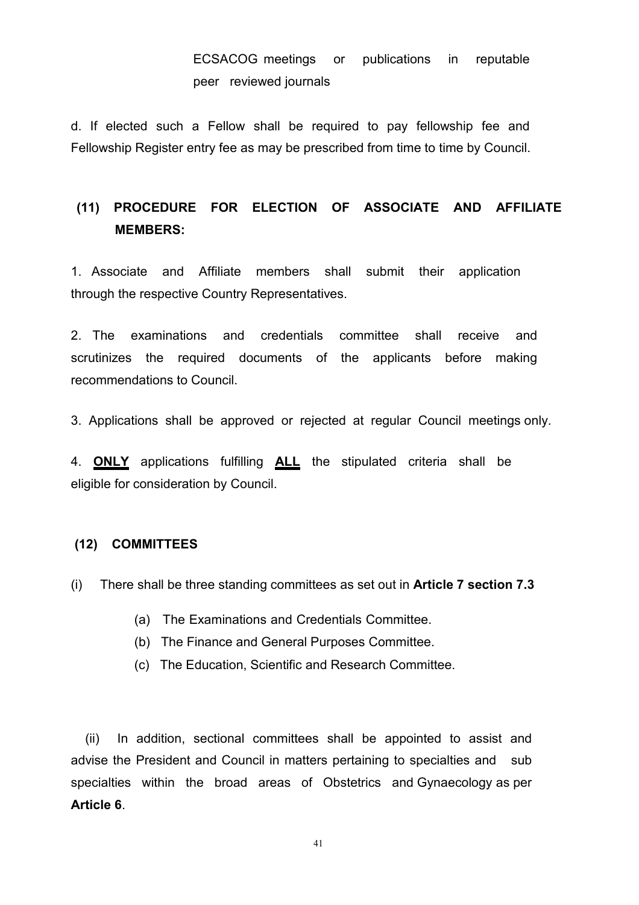ECSACOG meetings or publications in reputable peer reviewed journals

d. If elected such a Fellow shall be required to pay fellowship fee and Fellowship Register entry fee as may be prescribed from time to time by Council.

## (11) PROCEDURE FOR ELECTION OF ASSOCIATE AND AFFILIATE MEMBERS:

1. Associate and Affiliate members shall submit their application through the respective Country Representatives.

2. The examinations and credentials committee shall receive and scrutinizes the required documents of the applicants before making recommendations to Council.

3. Applications shall be approved or rejected at regular Council meetings only.

4. **ONLY** applications fulfilling **ALL** the stipulated criteria shall be eligible for consideration by Council.

## (12) COMMITTEES

(i) There shall be three standing committees as set out in **Article 7 section 7.3**

(a) The Examinations and Credentials Committee.
(b) The Finance and General Purposes Committee.
(c) The Education, Scientific and Research Committee.

(ii) In addition, sectional committees shall be appointed to assist and advise the President and Council in matters pertaining to specialties and sub specialties within the broad areas of Obstetrics and Gynaecology as per **Article 6**.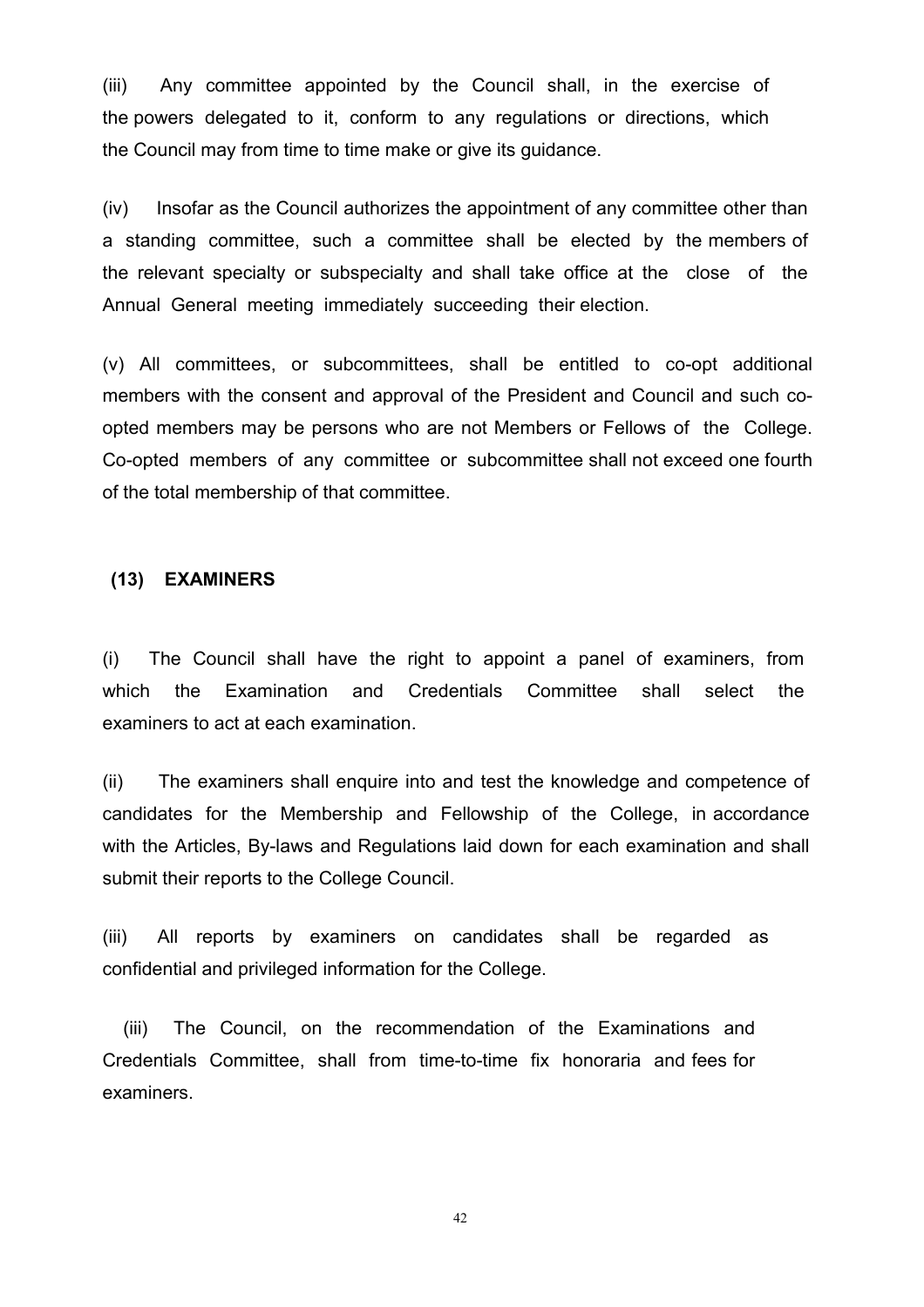(iii) Any committee appointed by the Council shall, in the exercise of the powers delegated to it, conform to any regulations or directions, which the Council may from time to time make or give its guidance.

(iv) Insofar as the Council authorizes the appointment of any committee other than a standing committee, such a committee shall be elected by the members of the relevant specialty or subspecialty and shall take office at the close of the Annual General meeting immediately succeeding their election.

(v) All committees, or subcommittees, shall be entitled to co-opt additional members with the consent and approval of the President and Council and such co-opted members may be persons who are not Members or Fellows of the College. Co-opted members of any committee or subcommittee shall not exceed one fourth of the total membership of that committee.

**(13) EXAMINERS**

(i) The Council shall have the right to appoint a panel of examiners, from which the Examination and Credentials Committee shall select the examiners to act at each examination.

(ii) The examiners shall enquire into and test the knowledge and competence of candidates for the Membership and Fellowship of the College, in accordance with the Articles, By-laws and Regulations laid down for each examination and shall submit their reports to the College Council.

(iii) All reports by examiners on candidates shall be regarded as confidential and privileged information for the College.

(iii) The Council, on the recommendation of the Examinations and Credentials Committee, shall from time-to-time fix honoraria and fees for examiners.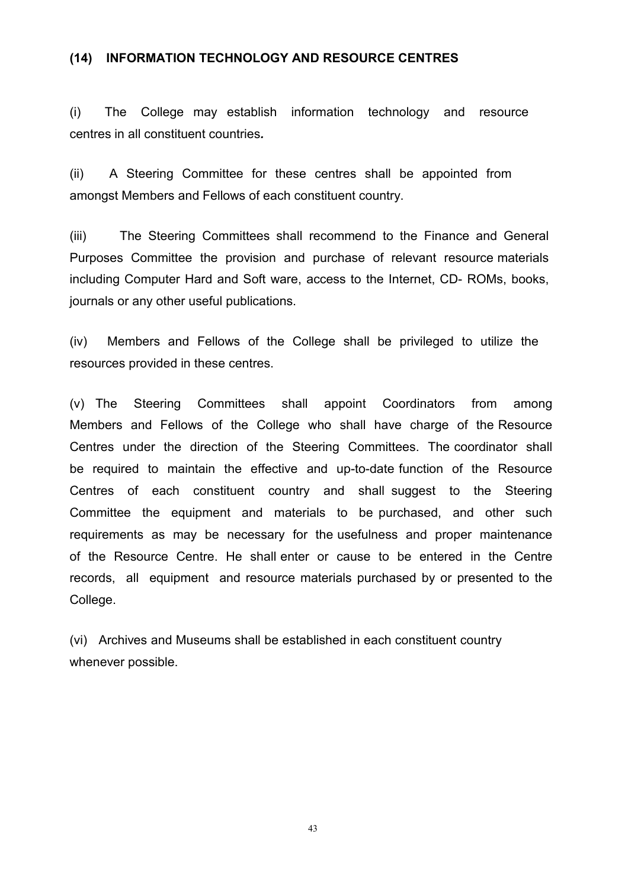## (14) INFORMATION TECHNOLOGY AND RESOURCE CENTRES

(i) The College may establish information technology and resource centres in all constituent countries.

(ii) A Steering Committee for these centres shall be appointed from amongst Members and Fellows of each constituent country.

(iii) The Steering Committees shall recommend to the Finance and General Purposes Committee the provision and purchase of relevant resource materials including Computer Hard and Soft ware, access to the Internet, CD- ROMs, books, journals or any other useful publications.

(iv) Members and Fellows of the College shall be privileged to utilize the resources provided in these centres.

(v) The Steering Committees shall appoint Coordinators from among Members and Fellows of the College who shall have charge of the Resource Centres under the direction of the Steering Committees. The coordinator shall be required to maintain the effective and up-to-date function of the Resource Centres of each constituent country and shall suggest to the Steering Committee the equipment and materials to be purchased, and other such requirements as may be necessary for the usefulness and proper maintenance of the Resource Centre. He shall enter or cause to be entered in the Centre records, all equipment and resource materials purchased by or presented to the College.

(vi) Archives and Museums shall be established in each constituent country whenever possible.